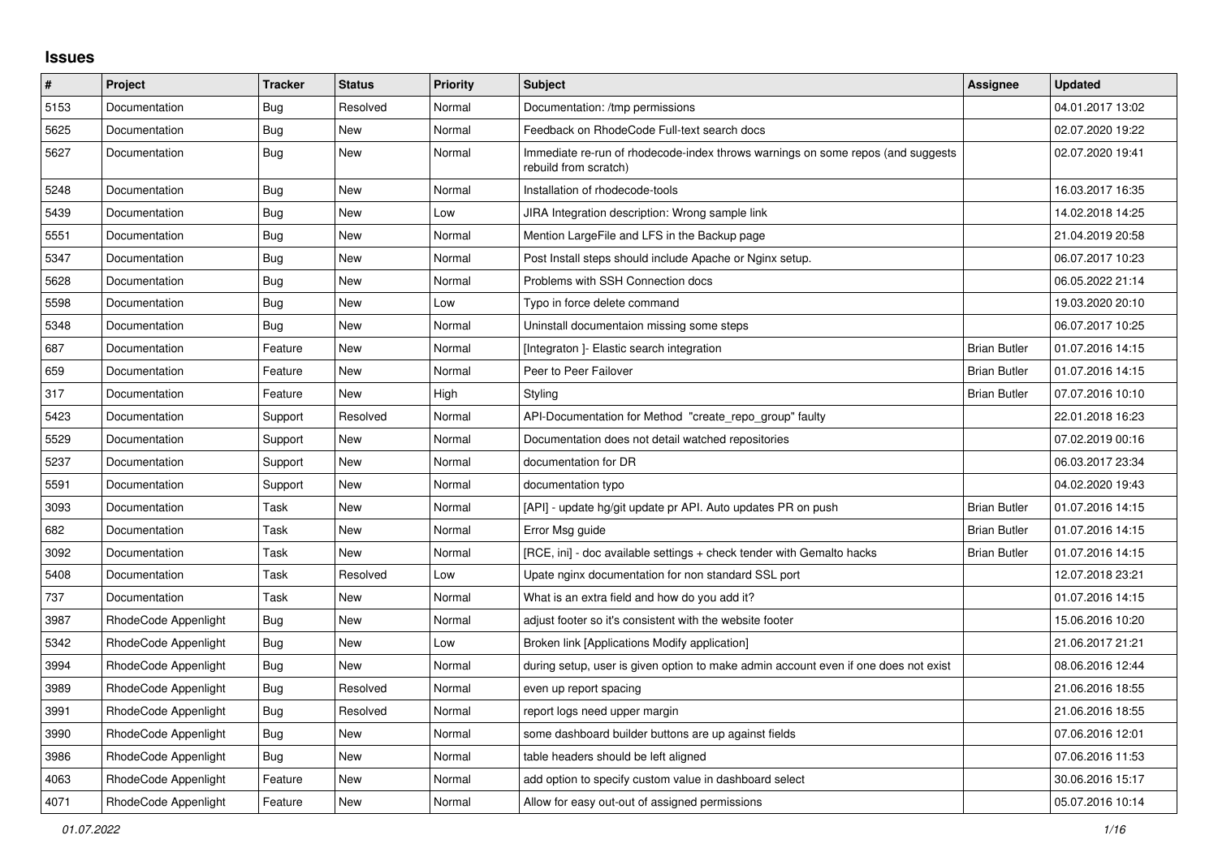## Issues

| # | Project | Tracker | Status | Priority | Subject | Assignee | Updated |
|---|---|---|---|---|---|---|---|
| 5153 | Documentation | Bug | Resolved | Normal | Documentation: /tmp permissions | | 04.01.2017 13:02 |
| 5625 | Documentation | Bug | New | Normal | Feedback on RhodeCode Full-text search docs | | 02.07.2020 19:22 |
| 5627 | Documentation | Bug | New | Normal | Immediate re-run of rhodecode-index throws warnings on some repos (and suggests rebuild from scratch) | | 02.07.2020 19:41 |
| 5248 | Documentation | Bug | New | Normal | Installation of rhodecode-tools | | 16.03.2017 16:35 |
| 5439 | Documentation | Bug | New | Low | JIRA Integration description: Wrong sample link | | 14.02.2018 14:25 |
| 5551 | Documentation | Bug | New | Normal | Mention LargeFile and LFS in the Backup page | | 21.04.2019 20:58 |
| 5347 | Documentation | Bug | New | Normal | Post Install steps should include Apache or Nginx setup. | | 06.07.2017 10:23 |
| 5628 | Documentation | Bug | New | Normal | Problems with SSH Connection docs | | 06.05.2022 21:14 |
| 5598 | Documentation | Bug | New | Low | Typo in force delete command | | 19.03.2020 20:10 |
| 5348 | Documentation | Bug | New | Normal | Uninstall documentaion missing some steps | | 06.07.2017 10:25 |
| 687 | Documentation | Feature | New | Normal | [Integraton ]- Elastic search integration | Brian Butler | 01.07.2016 14:15 |
| 659 | Documentation | Feature | New | Normal | Peer to Peer Failover | Brian Butler | 01.07.2016 14:15 |
| 317 | Documentation | Feature | New | High | Styling | Brian Butler | 07.07.2016 10:10 |
| 5423 | Documentation | Support | Resolved | Normal | API-Documentation for Method "create_repo_group" faulty | | 22.01.2018 16:23 |
| 5529 | Documentation | Support | New | Normal | Documentation does not detail watched repositories | | 07.02.2019 00:16 |
| 5237 | Documentation | Support | New | Normal | documentation for DR | | 06.03.2017 23:34 |
| 5591 | Documentation | Support | New | Normal | documentation typo | | 04.02.2020 19:43 |
| 3093 | Documentation | Task | New | Normal | [API] - update hg/git update pr API. Auto updates PR on push | Brian Butler | 01.07.2016 14:15 |
| 682 | Documentation | Task | New | Normal | Error Msg guide | Brian Butler | 01.07.2016 14:15 |
| 3092 | Documentation | Task | New | Normal | [RCE, ini] - doc available settings + check tender with Gemalto hacks | Brian Butler | 01.07.2016 14:15 |
| 5408 | Documentation | Task | Resolved | Low | Upate nginx documentation for non standard SSL port | | 12.07.2018 23:21 |
| 737 | Documentation | Task | New | Normal | What is an extra field and how do you add it? | | 01.07.2016 14:15 |
| 3987 | RhodeCode Appenlight | Bug | New | Normal | adjust footer so it's consistent with the website footer | | 15.06.2016 10:20 |
| 5342 | RhodeCode Appenlight | Bug | New | Low | Broken link [Applications Modify application] | | 21.06.2017 21:21 |
| 3994 | RhodeCode Appenlight | Bug | New | Normal | during setup, user is given option to make admin account even if one does not exist | | 08.06.2016 12:44 |
| 3989 | RhodeCode Appenlight | Bug | Resolved | Normal | even up report spacing | | 21.06.2016 18:55 |
| 3991 | RhodeCode Appenlight | Bug | Resolved | Normal | report logs need upper margin | | 21.06.2016 18:55 |
| 3990 | RhodeCode Appenlight | Bug | New | Normal | some dashboard builder buttons are up against fields | | 07.06.2016 12:01 |
| 3986 | RhodeCode Appenlight | Bug | New | Normal | table headers should be left aligned | | 07.06.2016 11:53 |
| 4063 | RhodeCode Appenlight | Feature | New | Normal | add option to specify custom value in dashboard select | | 30.06.2016 15:17 |
| 4071 | RhodeCode Appenlight | Feature | New | Normal | Allow for easy out-out of assigned permissions | | 05.07.2016 10:14 |

*01.07.2022*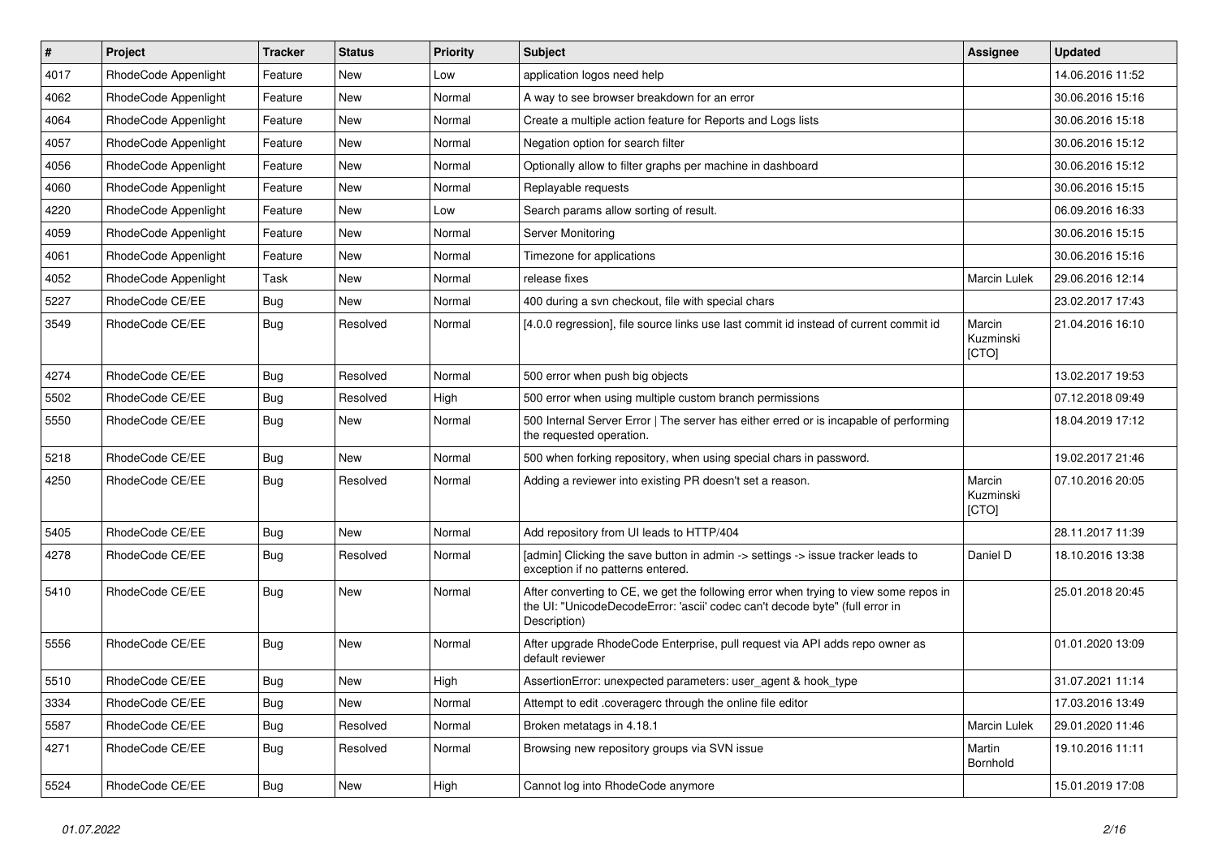| # | Project | Tracker | Status | Priority | Subject | Assignee | Updated |
|---|---|---|---|---|---|---|---|
| 4017 | RhodeCode Appenlight | Feature | New | Low | application logos need help | | 14.06.2016 11:52 |
| 4062 | RhodeCode Appenlight | Feature | New | Normal | A way to see browser breakdown for an error | | 30.06.2016 15:16 |
| 4064 | RhodeCode Appenlight | Feature | New | Normal | Create a multiple action feature for Reports and Logs lists | | 30.06.2016 15:18 |
| 4057 | RhodeCode Appenlight | Feature | New | Normal | Negation option for search filter | | 30.06.2016 15:12 |
| 4056 | RhodeCode Appenlight | Feature | New | Normal | Optionally allow to filter graphs per machine in dashboard | | 30.06.2016 15:12 |
| 4060 | RhodeCode Appenlight | Feature | New | Normal | Replayable requests | | 30.06.2016 15:15 |
| 4220 | RhodeCode Appenlight | Feature | New | Low | Search params allow sorting of result. | | 06.09.2016 16:33 |
| 4059 | RhodeCode Appenlight | Feature | New | Normal | Server Monitoring | | 30.06.2016 15:15 |
| 4061 | RhodeCode Appenlight | Feature | New | Normal | Timezone for applications | | 30.06.2016 15:16 |
| 4052 | RhodeCode Appenlight | Task | New | Normal | release fixes | Marcin Lulek | 29.06.2016 12:14 |
| 5227 | RhodeCode CE/EE | Bug | New | Normal | 400 during a svn checkout, file with special chars | | 23.02.2017 17:43 |
| 3549 | RhodeCode CE/EE | Bug | Resolved | Normal | [4.0.0 regression], file source links use last commit id instead of current commit id | Marcin Kuzminski [CTO] | 21.04.2016 16:10 |
| 4274 | RhodeCode CE/EE | Bug | Resolved | Normal | 500 error when push big objects | | 13.02.2017 19:53 |
| 5502 | RhodeCode CE/EE | Bug | Resolved | High | 500 error when using multiple custom branch permissions | | 07.12.2018 09:49 |
| 5550 | RhodeCode CE/EE | Bug | New | Normal | 500 Internal Server Error \| The server has either erred or is incapable of performing the requested operation. | | 18.04.2019 17:12 |
| 5218 | RhodeCode CE/EE | Bug | New | Normal | 500 when forking repository, when using special chars in password. | | 19.02.2017 21:46 |
| 4250 | RhodeCode CE/EE | Bug | Resolved | Normal | Adding a reviewer into existing PR doesn't set a reason. | Marcin Kuzminski [CTO] | 07.10.2016 20:05 |
| 5405 | RhodeCode CE/EE | Bug | New | Normal | Add repository from UI leads to HTTP/404 | | 28.11.2017 11:39 |
| 4278 | RhodeCode CE/EE | Bug | Resolved | Normal | [admin] Clicking the save button in admin -> settings -> issue tracker leads to exception if no patterns entered. | Daniel D | 18.10.2016 13:38 |
| 5410 | RhodeCode CE/EE | Bug | New | Normal | After converting to CE, we get the following error when trying to view some repos in the UI: "UnicodeDecodeError: 'ascii' codec can't decode byte" (full error in Description) | | 25.01.2018 20:45 |
| 5556 | RhodeCode CE/EE | Bug | New | Normal | After upgrade RhodeCode Enterprise, pull request via API adds repo owner as default reviewer | | 01.01.2020 13:09 |
| 5510 | RhodeCode CE/EE | Bug | New | High | AssertionError: unexpected parameters: user_agent & hook_type | | 31.07.2021 11:14 |
| 3334 | RhodeCode CE/EE | Bug | New | Normal | Attempt to edit .coveragerc through the online file editor | | 17.03.2016 13:49 |
| 5587 | RhodeCode CE/EE | Bug | Resolved | Normal | Broken metatags in 4.18.1 | Marcin Lulek | 29.01.2020 11:46 |
| 4271 | RhodeCode CE/EE | Bug | Resolved | Normal | Browsing new repository groups via SVN issue | Martin Bornhold | 19.10.2016 11:11 |
| 5524 | RhodeCode CE/EE | Bug | New | High | Cannot log into RhodeCode anymore | | 15.01.2019 17:08 |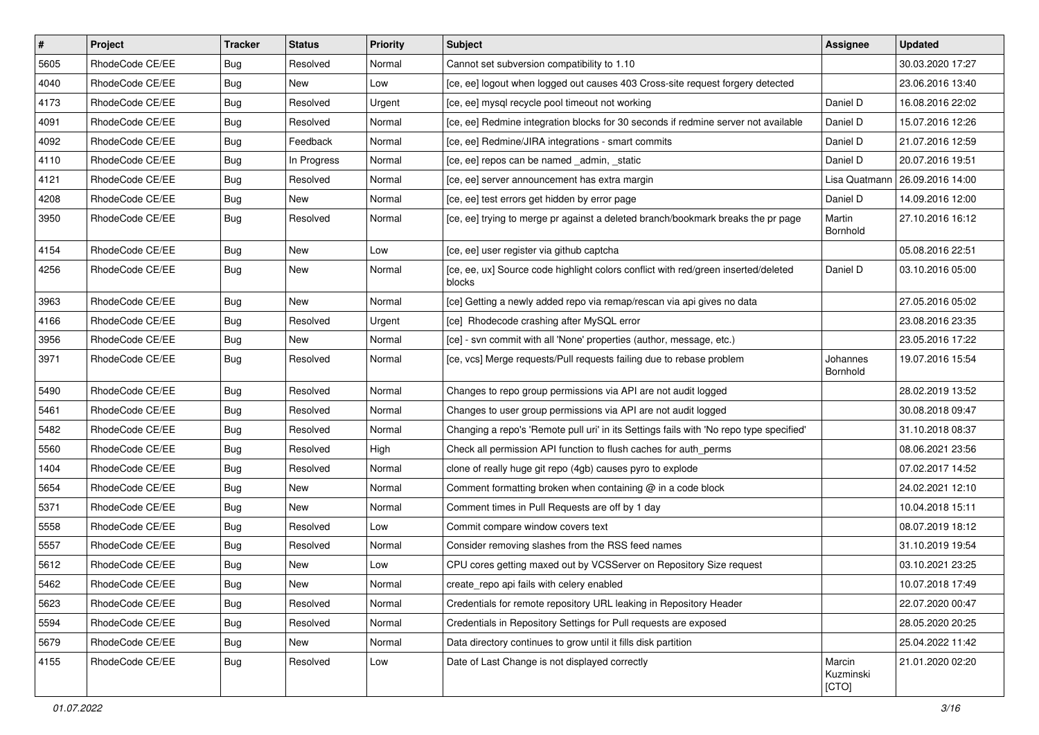| # | Project | Tracker | Status | Priority | Subject | Assignee | Updated |
|---|---|---|---|---|---|---|---|
| 5605 | RhodeCode CE/EE | Bug | Resolved | Normal | Cannot set subversion compatibility to 1.10 | | 30.03.2020 17:27 |
| 4040 | RhodeCode CE/EE | Bug | New | Low | [ce, ee] logout when logged out causes 403 Cross-site request forgery detected | | 23.06.2016 13:40 |
| 4173 | RhodeCode CE/EE | Bug | Resolved | Urgent | [ce, ee] mysql recycle pool timeout not working | Daniel D | 16.08.2016 22:02 |
| 4091 | RhodeCode CE/EE | Bug | Resolved | Normal | [ce, ee] Redmine integration blocks for 30 seconds if redmine server not available | Daniel D | 15.07.2016 12:26 |
| 4092 | RhodeCode CE/EE | Bug | Feedback | Normal | [ce, ee] Redmine/JIRA integrations - smart commits | Daniel D | 21.07.2016 12:59 |
| 4110 | RhodeCode CE/EE | Bug | In Progress | Normal | [ce, ee] repos can be named _admin, _static | Daniel D | 20.07.2016 19:51 |
| 4121 | RhodeCode CE/EE | Bug | Resolved | Normal | [ce, ee] server announcement has extra margin | Lisa Quatmann | 26.09.2016 14:00 |
| 4208 | RhodeCode CE/EE | Bug | New | Normal | [ce, ee] test errors get hidden by error page | Daniel D | 14.09.2016 12:00 |
| 3950 | RhodeCode CE/EE | Bug | Resolved | Normal | [ce, ee] trying to merge pr against a deleted branch/bookmark breaks the pr page | Martin Bornhold | 27.10.2016 16:12 |
| 4154 | RhodeCode CE/EE | Bug | New | Low | [ce, ee] user register via github captcha | | 05.08.2016 22:51 |
| 4256 | RhodeCode CE/EE | Bug | New | Normal | [ce, ee, ux] Source code highlight colors conflict with red/green inserted/deleted blocks | Daniel D | 03.10.2016 05:00 |
| 3963 | RhodeCode CE/EE | Bug | New | Normal | [ce] Getting a newly added repo via remap/rescan via api gives no data | | 27.05.2016 05:02 |
| 4166 | RhodeCode CE/EE | Bug | Resolved | Urgent | [ce] Rhodecode crashing after MySQL error | | 23.08.2016 23:35 |
| 3956 | RhodeCode CE/EE | Bug | New | Normal | [ce] - svn commit with all 'None' properties (author, message, etc.) | | 23.05.2016 17:22 |
| 3971 | RhodeCode CE/EE | Bug | Resolved | Normal | [ce, vcs] Merge requests/Pull requests failing due to rebase problem | Johannes Bornhold | 19.07.2016 15:54 |
| 5490 | RhodeCode CE/EE | Bug | Resolved | Normal | Changes to repo group permissions via API are not audit logged | | 28.02.2019 13:52 |
| 5461 | RhodeCode CE/EE | Bug | Resolved | Normal | Changes to user group permissions via API are not audit logged | | 30.08.2018 09:47 |
| 5482 | RhodeCode CE/EE | Bug | Resolved | Normal | Changing a repo's 'Remote pull uri' in its Settings fails with 'No repo type specified' | | 31.10.2018 08:37 |
| 5560 | RhodeCode CE/EE | Bug | Resolved | High | Check all permission API function to flush caches for auth_perms | | 08.06.2021 23:56 |
| 1404 | RhodeCode CE/EE | Bug | Resolved | Normal | clone of really huge git repo (4gb) causes pyro to explode | | 07.02.2017 14:52 |
| 5654 | RhodeCode CE/EE | Bug | New | Normal | Comment formatting broken when containing @ in a code block | | 24.02.2021 12:10 |
| 5371 | RhodeCode CE/EE | Bug | New | Normal | Comment times in Pull Requests are off by 1 day | | 10.04.2018 15:11 |
| 5558 | RhodeCode CE/EE | Bug | Resolved | Low | Commit compare window covers text | | 08.07.2019 18:12 |
| 5557 | RhodeCode CE/EE | Bug | Resolved | Normal | Consider removing slashes from the RSS feed names | | 31.10.2019 19:54 |
| 5612 | RhodeCode CE/EE | Bug | New | Low | CPU cores getting maxed out by VCSServer on Repository Size request | | 03.10.2021 23:25 |
| 5462 | RhodeCode CE/EE | Bug | New | Normal | create_repo api fails with celery enabled | | 10.07.2018 17:49 |
| 5623 | RhodeCode CE/EE | Bug | Resolved | Normal | Credentials for remote repository URL leaking in Repository Header | | 22.07.2020 00:47 |
| 5594 | RhodeCode CE/EE | Bug | Resolved | Normal | Credentials in Repository Settings for Pull requests are exposed | | 28.05.2020 20:25 |
| 5679 | RhodeCode CE/EE | Bug | New | Normal | Data directory continues to grow until it fills disk partition | | 25.04.2022 11:42 |
| 4155 | RhodeCode CE/EE | Bug | Resolved | Low | Date of Last Change is not displayed correctly | Marcin Kuzminski [CTO] | 21.01.2020 02:20 |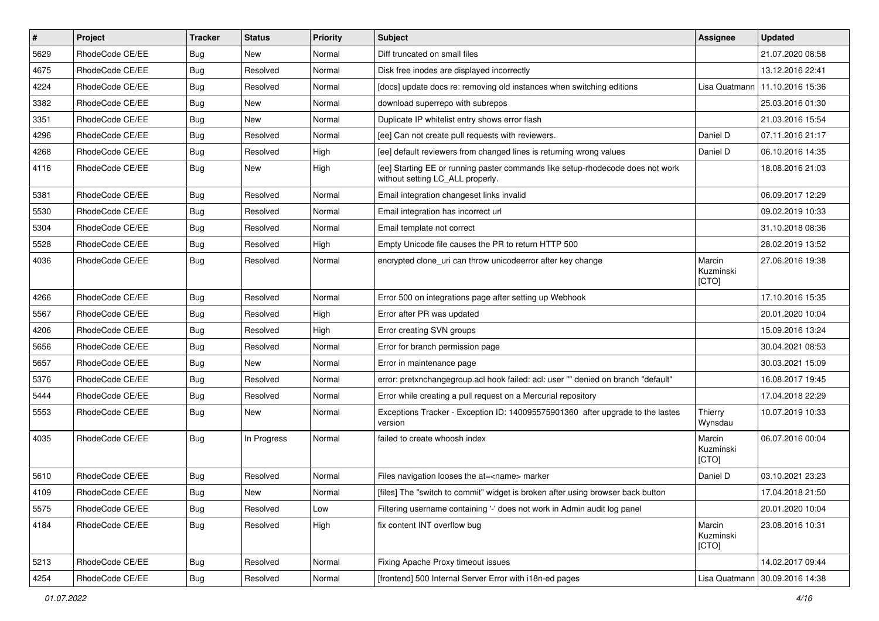| # | Project | Tracker | Status | Priority | Subject | Assignee | Updated |
|---|---|---|---|---|---|---|---|
| 5629 | RhodeCode CE/EE | Bug | New | Normal | Diff truncated on small files | | 21.07.2020 08:58 |
| 4675 | RhodeCode CE/EE | Bug | Resolved | Normal | Disk free inodes are displayed incorrectly | | 13.12.2016 22:41 |
| 4224 | RhodeCode CE/EE | Bug | Resolved | Normal | [docs] update docs re: removing old instances when switching editions | Lisa Quatmann | 11.10.2016 15:36 |
| 3382 | RhodeCode CE/EE | Bug | New | Normal | download superrepo with subrepos | | 25.03.2016 01:30 |
| 3351 | RhodeCode CE/EE | Bug | New | Normal | Duplicate IP whitelist entry shows error flash | | 21.03.2016 15:54 |
| 4296 | RhodeCode CE/EE | Bug | Resolved | Normal | [ee] Can not create pull requests with reviewers. | Daniel D | 07.11.2016 21:17 |
| 4268 | RhodeCode CE/EE | Bug | Resolved | High | [ee] default reviewers from changed lines is returning wrong values | Daniel D | 06.10.2016 14:35 |
| 4116 | RhodeCode CE/EE | Bug | New | High | [ee] Starting EE or running paster commands like setup-rhodecode does not work without setting LC_ALL properly. | | 18.08.2016 21:03 |
| 5381 | RhodeCode CE/EE | Bug | Resolved | Normal | Email integration changeset links invalid | | 06.09.2017 12:29 |
| 5530 | RhodeCode CE/EE | Bug | Resolved | Normal | Email integration has incorrect url | | 09.02.2019 10:33 |
| 5304 | RhodeCode CE/EE | Bug | Resolved | Normal | Email template not correct | | 31.10.2018 08:36 |
| 5528 | RhodeCode CE/EE | Bug | Resolved | High | Empty Unicode file causes the PR to return HTTP 500 | | 28.02.2019 13:52 |
| 4036 | RhodeCode CE/EE | Bug | Resolved | Normal | encrypted clone_uri can throw unicodeerror after key change | Marcin Kuzminski [CTO] | 27.06.2016 19:38 |
| 4266 | RhodeCode CE/EE | Bug | Resolved | Normal | Error 500 on integrations page after setting up Webhook | | 17.10.2016 15:35 |
| 5567 | RhodeCode CE/EE | Bug | Resolved | High | Error after PR was updated | | 20.01.2020 10:04 |
| 4206 | RhodeCode CE/EE | Bug | Resolved | High | Error creating SVN groups | | 15.09.2016 13:24 |
| 5656 | RhodeCode CE/EE | Bug | Resolved | Normal | Error for branch permission page | | 30.04.2021 08:53 |
| 5657 | RhodeCode CE/EE | Bug | New | Normal | Error in maintenance page | | 30.03.2021 15:09 |
| 5376 | RhodeCode CE/EE | Bug | Resolved | Normal | error: pretxnchangegroup.acl hook failed: acl: user "" denied on branch "default" | | 16.08.2017 19:45 |
| 5444 | RhodeCode CE/EE | Bug | Resolved | Normal | Error while creating a pull request on a Mercurial repository | | 17.04.2018 22:29 |
| 5553 | RhodeCode CE/EE | Bug | New | Normal | Exceptions Tracker - Exception ID: 140095575901360 after upgrade to the lastes version | Thierry Wynsdau | 10.07.2019 10:33 |
| 4035 | RhodeCode CE/EE | Bug | In Progress | Normal | failed to create whoosh index | Marcin Kuzminski [CTO] | 06.07.2016 00:04 |
| 5610 | RhodeCode CE/EE | Bug | Resolved | Normal | Files navigation looses the at=<name> marker | Daniel D | 03.10.2021 23:23 |
| 4109 | RhodeCode CE/EE | Bug | New | Normal | [files] The "switch to commit" widget is broken after using browser back button | | 17.04.2018 21:50 |
| 5575 | RhodeCode CE/EE | Bug | Resolved | Low | Filtering username containing '-' does not work in Admin audit log panel | | 20.01.2020 10:04 |
| 4184 | RhodeCode CE/EE | Bug | Resolved | High | fix content INT overflow bug | Marcin Kuzminski [CTO] | 23.08.2016 10:31 |
| 5213 | RhodeCode CE/EE | Bug | Resolved | Normal | Fixing Apache Proxy timeout issues | | 14.02.2017 09:44 |
| 4254 | RhodeCode CE/EE | Bug | Resolved | Normal | [frontend] 500 Internal Server Error with i18n-ed pages | Lisa Quatmann | 30.09.2016 14:38 |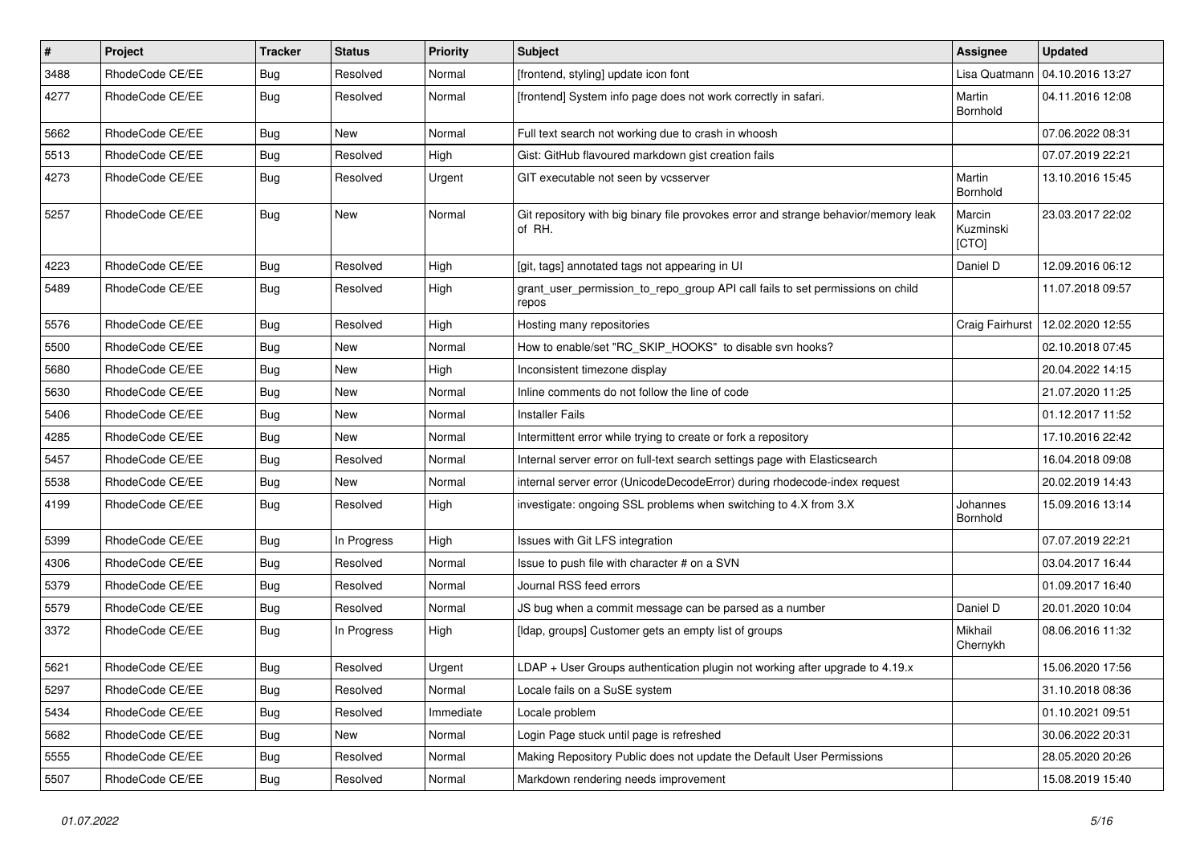| # | Project | Tracker | Status | Priority | Subject | Assignee | Updated |
|---|---|---|---|---|---|---|---|
| 3488 | RhodeCode CE/EE | Bug | Resolved | Normal | [frontend, styling] update icon font | Lisa Quatmann | 04.10.2016 13:27 |
| 4277 | RhodeCode CE/EE | Bug | Resolved | Normal | [frontend] System info page does not work correctly in safari. | Martin Bornhold | 04.11.2016 12:08 |
| 5662 | RhodeCode CE/EE | Bug | New | Normal | Full text search not working due to crash in whoosh | | 07.06.2022 08:31 |
| 5513 | RhodeCode CE/EE | Bug | Resolved | High | Gist: GitHub flavoured markdown gist creation fails | | 07.07.2019 22:21 |
| 4273 | RhodeCode CE/EE | Bug | Resolved | Urgent | GIT executable not seen by vcsserver | Martin Bornhold | 13.10.2016 15:45 |
| 5257 | RhodeCode CE/EE | Bug | New | Normal | Git repository with big binary file provokes error and strange behavior/memory leak of RH. | Marcin Kuzminski [CTO] | 23.03.2017 22:02 |
| 4223 | RhodeCode CE/EE | Bug | Resolved | High | [git, tags] annotated tags not appearing in UI | Daniel D | 12.09.2016 06:12 |
| 5489 | RhodeCode CE/EE | Bug | Resolved | High | grant_user_permission_to_repo_group API call fails to set permissions on child repos | | 11.07.2018 09:57 |
| 5576 | RhodeCode CE/EE | Bug | Resolved | High | Hosting many repositories | Craig Fairhurst | 12.02.2020 12:55 |
| 5500 | RhodeCode CE/EE | Bug | New | Normal | How to enable/set "RC_SKIP_HOOKS" to disable svn hooks? | | 02.10.2018 07:45 |
| 5680 | RhodeCode CE/EE | Bug | New | High | Inconsistent timezone display | | 20.04.2022 14:15 |
| 5630 | RhodeCode CE/EE | Bug | New | Normal | Inline comments do not follow the line of code | | 21.07.2020 11:25 |
| 5406 | RhodeCode CE/EE | Bug | New | Normal | Installer Fails | | 01.12.2017 11:52 |
| 4285 | RhodeCode CE/EE | Bug | New | Normal | Intermittent error while trying to create or fork a repository | | 17.10.2016 22:42 |
| 5457 | RhodeCode CE/EE | Bug | Resolved | Normal | Internal server error on full-text search settings page with Elasticsearch | | 16.04.2018 09:08 |
| 5538 | RhodeCode CE/EE | Bug | New | Normal | internal server error (UnicodeDecodeError) during rhodecode-index request | | 20.02.2019 14:43 |
| 4199 | RhodeCode CE/EE | Bug | Resolved | High | investigate: ongoing SSL problems when switching to 4.X from 3.X | Johannes Bornhold | 15.09.2016 13:14 |
| 5399 | RhodeCode CE/EE | Bug | In Progress | High | Issues with Git LFS integration | | 07.07.2019 22:21 |
| 4306 | RhodeCode CE/EE | Bug | Resolved | Normal | Issue to push file with character # on a SVN | | 03.04.2017 16:44 |
| 5379 | RhodeCode CE/EE | Bug | Resolved | Normal | Journal RSS feed errors | | 01.09.2017 16:40 |
| 5579 | RhodeCode CE/EE | Bug | Resolved | Normal | JS bug when a commit message can be parsed as a number | Daniel D | 20.01.2020 10:04 |
| 3372 | RhodeCode CE/EE | Bug | In Progress | High | [ldap, groups] Customer gets an empty list of groups | Mikhail Chernykh | 08.06.2016 11:32 |
| 5621 | RhodeCode CE/EE | Bug | Resolved | Urgent | LDAP + User Groups authentication plugin not working after upgrade to 4.19.x | | 15.06.2020 17:56 |
| 5297 | RhodeCode CE/EE | Bug | Resolved | Normal | Locale fails on a SuSE system | | 31.10.2018 08:36 |
| 5434 | RhodeCode CE/EE | Bug | Resolved | Immediate | Locale problem | | 01.10.2021 09:51 |
| 5682 | RhodeCode CE/EE | Bug | New | Normal | Login Page stuck until page is refreshed | | 30.06.2022 20:31 |
| 5555 | RhodeCode CE/EE | Bug | Resolved | Normal | Making Repository Public does not update the Default User Permissions | | 28.05.2020 20:26 |
| 5507 | RhodeCode CE/EE | Bug | Resolved | Normal | Markdown rendering needs improvement | | 15.08.2019 15:40 |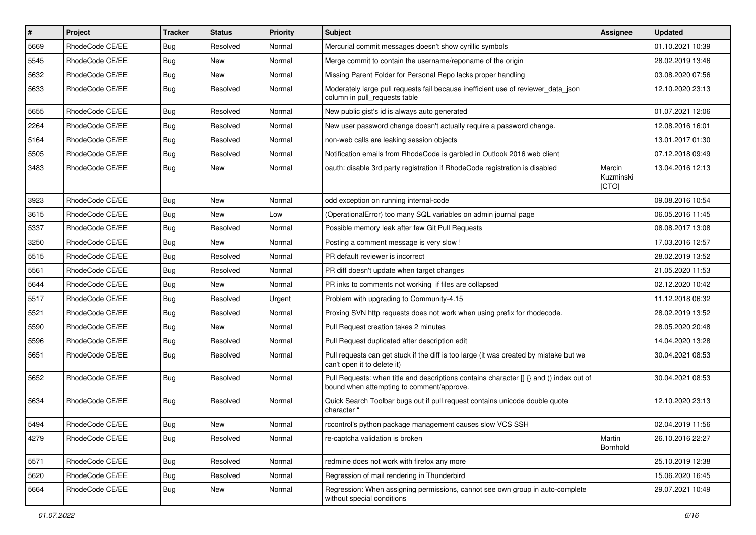| # | Project | Tracker | Status | Priority | Subject | Assignee | Updated |
|---|---|---|---|---|---|---|---|
| 5669 | RhodeCode CE/EE | Bug | Resolved | Normal | Mercurial commit messages doesn't show cyrillic symbols | | 01.10.2021 10:39 |
| 5545 | RhodeCode CE/EE | Bug | New | Normal | Merge commit to contain the username/reponame of the origin | | 28.02.2019 13:46 |
| 5632 | RhodeCode CE/EE | Bug | New | Normal | Missing Parent Folder for Personal Repo lacks proper handling | | 03.08.2020 07:56 |
| 5633 | RhodeCode CE/EE | Bug | Resolved | Normal | Moderately large pull requests fail because inefficient use of reviewer_data_json column in pull_requests table | | 12.10.2020 23:13 |
| 5655 | RhodeCode CE/EE | Bug | Resolved | Normal | New public gist's id is always auto generated | | 01.07.2021 12:06 |
| 2264 | RhodeCode CE/EE | Bug | Resolved | Normal | New user password change doesn't actually require a password change. | | 12.08.2016 16:01 |
| 5164 | RhodeCode CE/EE | Bug | Resolved | Normal | non-web calls are leaking session objects | | 13.01.2017 01:30 |
| 5505 | RhodeCode CE/EE | Bug | Resolved | Normal | Notification emails from RhodeCode is garbled in Outlook 2016 web client | | 07.12.2018 09:49 |
| 3483 | RhodeCode CE/EE | Bug | New | Normal | oauth: disable 3rd party registration if RhodeCode registration is disabled | Marcin Kuzminski [CTO] | 13.04.2016 12:13 |
| 3923 | RhodeCode CE/EE | Bug | New | Normal | odd exception on running internal-code | | 09.08.2016 10:54 |
| 3615 | RhodeCode CE/EE | Bug | New | Low | (OperationalError) too many SQL variables on admin journal page | | 06.05.2016 11:45 |
| 5337 | RhodeCode CE/EE | Bug | Resolved | Normal | Possible memory leak after few Git Pull Requests | | 08.08.2017 13:08 |
| 3250 | RhodeCode CE/EE | Bug | New | Normal | Posting a comment message is very slow ! | | 17.03.2016 12:57 |
| 5515 | RhodeCode CE/EE | Bug | Resolved | Normal | PR default reviewer is incorrect | | 28.02.2019 13:52 |
| 5561 | RhodeCode CE/EE | Bug | Resolved | Normal | PR diff doesn't update when target changes | | 21.05.2020 11:53 |
| 5644 | RhodeCode CE/EE | Bug | New | Normal | PR inks to comments not working if files are collapsed | | 02.12.2020 10:42 |
| 5517 | RhodeCode CE/EE | Bug | Resolved | Urgent | Problem with upgrading to Community-4.15 | | 11.12.2018 06:32 |
| 5521 | RhodeCode CE/EE | Bug | Resolved | Normal | Proxing SVN http requests does not work when using prefix for rhodecode. | | 28.02.2019 13:52 |
| 5590 | RhodeCode CE/EE | Bug | New | Normal | Pull Request creation takes 2 minutes | | 28.05.2020 20:48 |
| 5596 | RhodeCode CE/EE | Bug | Resolved | Normal | Pull Request duplicated after description edit | | 14.04.2020 13:28 |
| 5651 | RhodeCode CE/EE | Bug | Resolved | Normal | Pull requests can get stuck if the diff is too large (it was created by mistake but we can't open it to delete it) | | 30.04.2021 08:53 |
| 5652 | RhodeCode CE/EE | Bug | Resolved | Normal | Pull Requests: when title and descriptions contains character [] {} and () index out of bound when attempting to comment/approve. | | 30.04.2021 08:53 |
| 5634 | RhodeCode CE/EE | Bug | Resolved | Normal | Quick Search Toolbar bugs out if pull request contains unicode double quote character " | | 12.10.2020 23:13 |
| 5494 | RhodeCode CE/EE | Bug | New | Normal | rccontrol's python package management causes slow VCS SSH | | 02.04.2019 11:56 |
| 4279 | RhodeCode CE/EE | Bug | Resolved | Normal | re-captcha validation is broken | Martin Bornhold | 26.10.2016 22:27 |
| 5571 | RhodeCode CE/EE | Bug | Resolved | Normal | redmine does not work with firefox any more | | 25.10.2019 12:38 |
| 5620 | RhodeCode CE/EE | Bug | Resolved | Normal | Regression of mail rendering in Thunderbird | | 15.06.2020 16:45 |
| 5664 | RhodeCode CE/EE | Bug | New | Normal | Regression: When assigning permissions, cannot see own group in auto-complete without special conditions | | 29.07.2021 10:49 |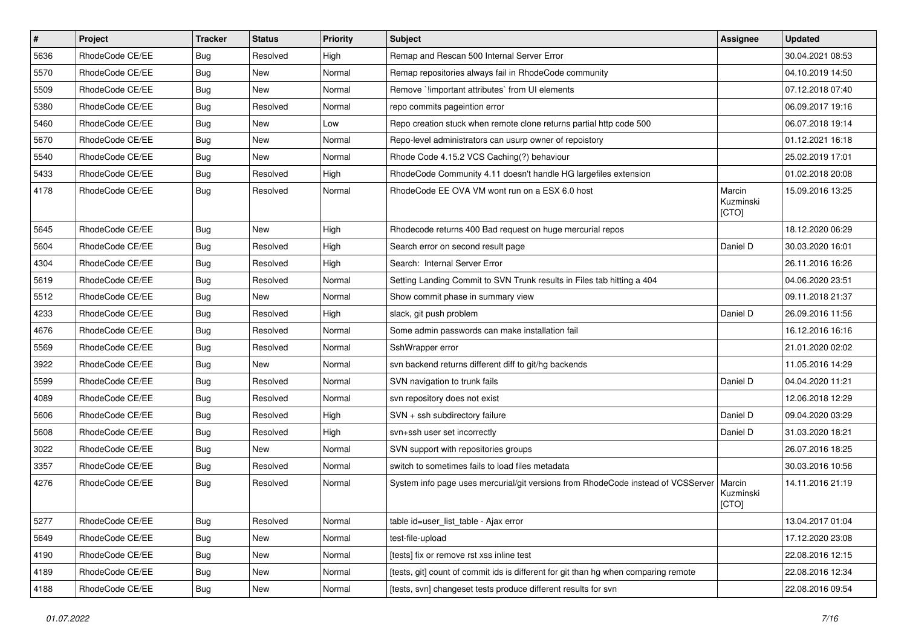| # | Project | Tracker | Status | Priority | Subject | Assignee | Updated |
| --- | --- | --- | --- | --- | --- | --- | --- |
| 5636 | RhodeCode CE/EE | Bug | Resolved | High | Remap and Rescan 500 Internal Server Error | | 30.04.2021 08:53 |
| 5570 | RhodeCode CE/EE | Bug | New | Normal | Remap repositories always fail in RhodeCode community | | 04.10.2019 14:50 |
| 5509 | RhodeCode CE/EE | Bug | New | Normal | Remove `!important attributes` from UI elements | | 07.12.2018 07:40 |
| 5380 | RhodeCode CE/EE | Bug | Resolved | Normal | repo commits pageintion error | | 06.09.2017 19:16 |
| 5460 | RhodeCode CE/EE | Bug | New | Low | Repo creation stuck when remote clone returns partial http code 500 | | 06.07.2018 19:14 |
| 5670 | RhodeCode CE/EE | Bug | New | Normal | Repo-level administrators can usurp owner of repoistory | | 01.12.2021 16:18 |
| 5540 | RhodeCode CE/EE | Bug | New | Normal | Rhode Code 4.15.2 VCS Caching(?) behaviour | | 25.02.2019 17:01 |
| 5433 | RhodeCode CE/EE | Bug | Resolved | High | RhodeCode Community 4.11 doesn't handle HG largefiles extension | | 01.02.2018 20:08 |
| 4178 | RhodeCode CE/EE | Bug | Resolved | Normal | RhodeCode EE OVA VM wont run on a ESX 6.0 host | Marcin Kuzminski [CTO] | 15.09.2016 13:25 |
| 5645 | RhodeCode CE/EE | Bug | New | High | Rhodecode returns 400 Bad request on huge mercurial repos | | 18.12.2020 06:29 |
| 5604 | RhodeCode CE/EE | Bug | Resolved | High | Search error on second result page | Daniel D | 30.03.2020 16:01 |
| 4304 | RhodeCode CE/EE | Bug | Resolved | High | Search:  Internal Server Error | | 26.11.2016 16:26 |
| 5619 | RhodeCode CE/EE | Bug | Resolved | Normal | Setting Landing Commit to SVN Trunk results in Files tab hitting a 404 | | 04.06.2020 23:51 |
| 5512 | RhodeCode CE/EE | Bug | New | Normal | Show commit phase in summary view | | 09.11.2018 21:37 |
| 4233 | RhodeCode CE/EE | Bug | Resolved | High | slack, git push problem | Daniel D | 26.09.2016 11:56 |
| 4676 | RhodeCode CE/EE | Bug | Resolved | Normal | Some admin passwords can make installation fail | | 16.12.2016 16:16 |
| 5569 | RhodeCode CE/EE | Bug | Resolved | Normal | SshWrapper error | | 21.01.2020 02:02 |
| 3922 | RhodeCode CE/EE | Bug | New | Normal | svn backend returns different diff to git/hg backends | | 11.05.2016 14:29 |
| 5599 | RhodeCode CE/EE | Bug | Resolved | Normal | SVN navigation to trunk fails | Daniel D | 04.04.2020 11:21 |
| 4089 | RhodeCode CE/EE | Bug | Resolved | Normal | svn repository does not exist | | 12.06.2018 12:29 |
| 5606 | RhodeCode CE/EE | Bug | Resolved | High | SVN + ssh subdirectory failure | Daniel D | 09.04.2020 03:29 |
| 5608 | RhodeCode CE/EE | Bug | Resolved | High | svn+ssh user set incorrectly | Daniel D | 31.03.2020 18:21 |
| 3022 | RhodeCode CE/EE | Bug | New | Normal | SVN support with repositories groups | | 26.07.2016 18:25 |
| 3357 | RhodeCode CE/EE | Bug | Resolved | Normal | switch to sometimes fails to load files metadata | | 30.03.2016 10:56 |
| 4276 | RhodeCode CE/EE | Bug | Resolved | Normal | System info page uses mercurial/git versions from RhodeCode instead of VCSServer | Marcin Kuzminski [CTO] | 14.11.2016 21:19 |
| 5277 | RhodeCode CE/EE | Bug | Resolved | Normal | table id=user_list_table - Ajax error | | 13.04.2017 01:04 |
| 5649 | RhodeCode CE/EE | Bug | New | Normal | test-file-upload | | 17.12.2020 23:08 |
| 4190 | RhodeCode CE/EE | Bug | New | Normal | [tests] fix or remove rst xss inline test | | 22.08.2016 12:15 |
| 4189 | RhodeCode CE/EE | Bug | New | Normal | [tests, git] count of commit ids is different for git than hg when comparing remote | | 22.08.2016 12:34 |
| 4188 | RhodeCode CE/EE | Bug | New | Normal | [tests, svn] changeset tests produce different results for svn | | 22.08.2016 09:54 |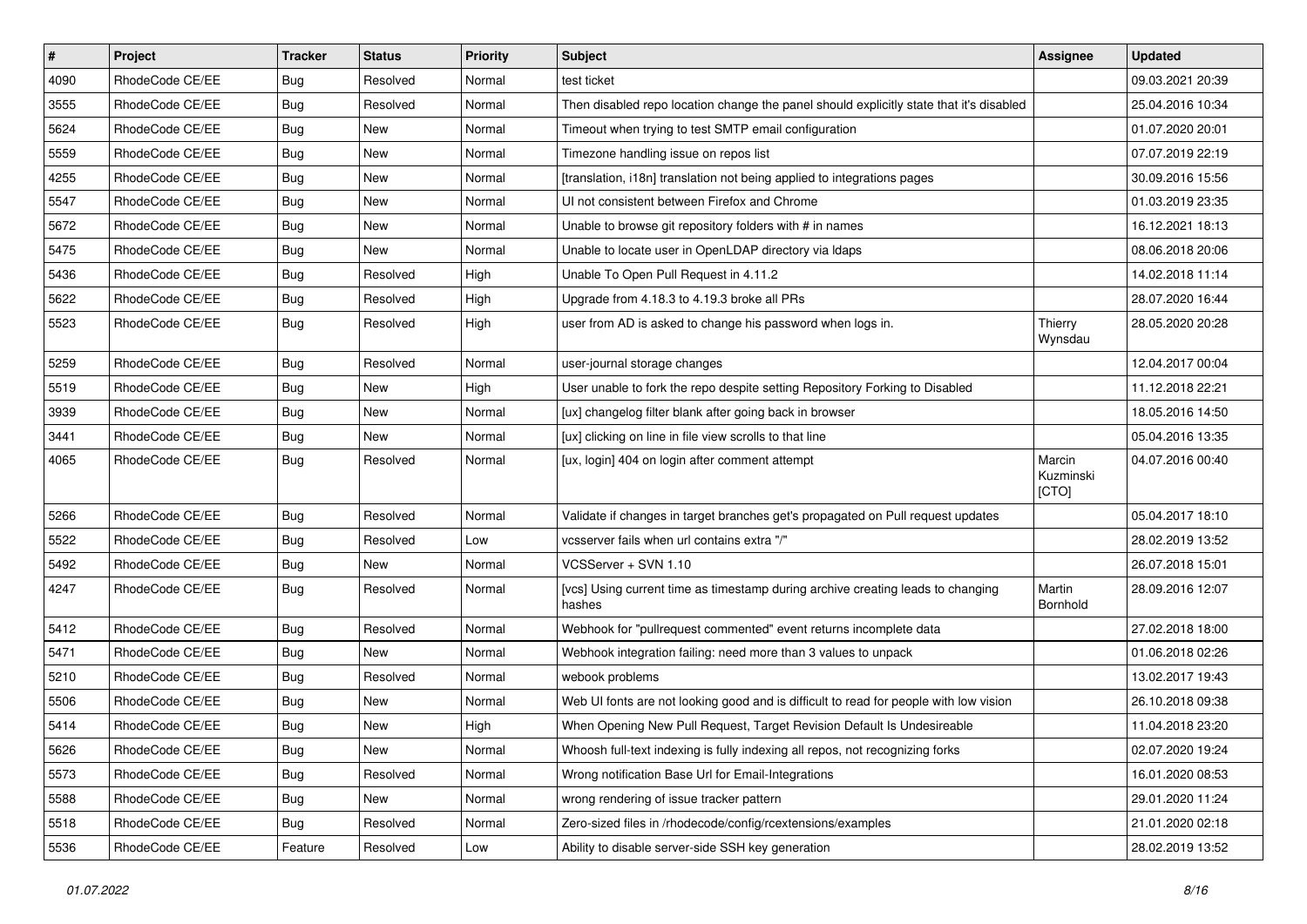| # | Project | Tracker | Status | Priority | Subject | Assignee | Updated |
|---|---|---|---|---|---|---|---|
| 4090 | RhodeCode CE/EE | Bug | Resolved | Normal | test ticket | | 09.03.2021 20:39 |
| 3555 | RhodeCode CE/EE | Bug | Resolved | Normal | Then disabled repo location change the panel should explicitly state that it's disabled | | 25.04.2016 10:34 |
| 5624 | RhodeCode CE/EE | Bug | New | Normal | Timeout when trying to test SMTP email configuration | | 01.07.2020 20:01 |
| 5559 | RhodeCode CE/EE | Bug | New | Normal | Timezone handling issue on repos list | | 07.07.2019 22:19 |
| 4255 | RhodeCode CE/EE | Bug | New | Normal | [translation, i18n] translation not being applied to integrations pages | | 30.09.2016 15:56 |
| 5547 | RhodeCode CE/EE | Bug | New | Normal | UI not consistent between Firefox and Chrome | | 01.03.2019 23:35 |
| 5672 | RhodeCode CE/EE | Bug | New | Normal | Unable to browse git repository folders with # in names | | 16.12.2021 18:13 |
| 5475 | RhodeCode CE/EE | Bug | New | Normal | Unable to locate user in OpenLDAP directory via ldaps | | 08.06.2018 20:06 |
| 5436 | RhodeCode CE/EE | Bug | Resolved | High | Unable To Open Pull Request in 4.11.2 | | 14.02.2018 11:14 |
| 5622 | RhodeCode CE/EE | Bug | Resolved | High | Upgrade from 4.18.3 to 4.19.3 broke all PRs | | 28.07.2020 16:44 |
| 5523 | RhodeCode CE/EE | Bug | Resolved | High | user from AD is asked to change his password when logs in. | Thierry Wynsdau | 28.05.2020 20:28 |
| 5259 | RhodeCode CE/EE | Bug | Resolved | Normal | user-journal storage changes | | 12.04.2017 00:04 |
| 5519 | RhodeCode CE/EE | Bug | New | High | User unable to fork the repo despite setting Repository Forking to Disabled | | 11.12.2018 22:21 |
| 3939 | RhodeCode CE/EE | Bug | New | Normal | [ux] changelog filter blank after going back in browser | | 18.05.2016 14:50 |
| 3441 | RhodeCode CE/EE | Bug | New | Normal | [ux] clicking on line in file view scrolls to that line | | 05.04.2016 13:35 |
| 4065 | RhodeCode CE/EE | Bug | Resolved | Normal | [ux, login] 404 on login after comment attempt | Marcin Kuzminski [CTO] | 04.07.2016 00:40 |
| 5266 | RhodeCode CE/EE | Bug | Resolved | Normal | Validate if changes in target branches get's propagated on Pull request updates | | 05.04.2017 18:10 |
| 5522 | RhodeCode CE/EE | Bug | Resolved | Low | vcsserver fails when url contains extra "/" | | 28.02.2019 13:52 |
| 5492 | RhodeCode CE/EE | Bug | New | Normal | VCSServer + SVN 1.10 | | 26.07.2018 15:01 |
| 4247 | RhodeCode CE/EE | Bug | Resolved | Normal | [vcs] Using current time as timestamp during archive creating leads to changing hashes | Martin Bornhold | 28.09.2016 12:07 |
| 5412 | RhodeCode CE/EE | Bug | Resolved | Normal | Webhook for "pullrequest commented" event returns incomplete data | | 27.02.2018 18:00 |
| 5471 | RhodeCode CE/EE | Bug | New | Normal | Webhook integration failing: need more than 3 values to unpack | | 01.06.2018 02:26 |
| 5210 | RhodeCode CE/EE | Bug | Resolved | Normal | webook problems | | 13.02.2017 19:43 |
| 5506 | RhodeCode CE/EE | Bug | New | Normal | Web UI fonts are not looking good and is difficult to read for people with low vision | | 26.10.2018 09:38 |
| 5414 | RhodeCode CE/EE | Bug | New | High | When Opening New Pull Request, Target Revision Default Is Undesireable | | 11.04.2018 23:20 |
| 5626 | RhodeCode CE/EE | Bug | New | Normal | Whoosh full-text indexing is fully indexing all repos, not recognizing forks | | 02.07.2020 19:24 |
| 5573 | RhodeCode CE/EE | Bug | Resolved | Normal | Wrong notification Base Url for Email-Integrations | | 16.01.2020 08:53 |
| 5588 | RhodeCode CE/EE | Bug | New | Normal | wrong rendering of issue tracker pattern | | 29.01.2020 11:24 |
| 5518 | RhodeCode CE/EE | Bug | Resolved | Normal | Zero-sized files in /rhodecode/config/rcextensions/examples | | 21.01.2020 02:18 |
| 5536 | RhodeCode CE/EE | Feature | Resolved | Low | Ability to disable server-side SSH key generation | | 28.02.2019 13:52 |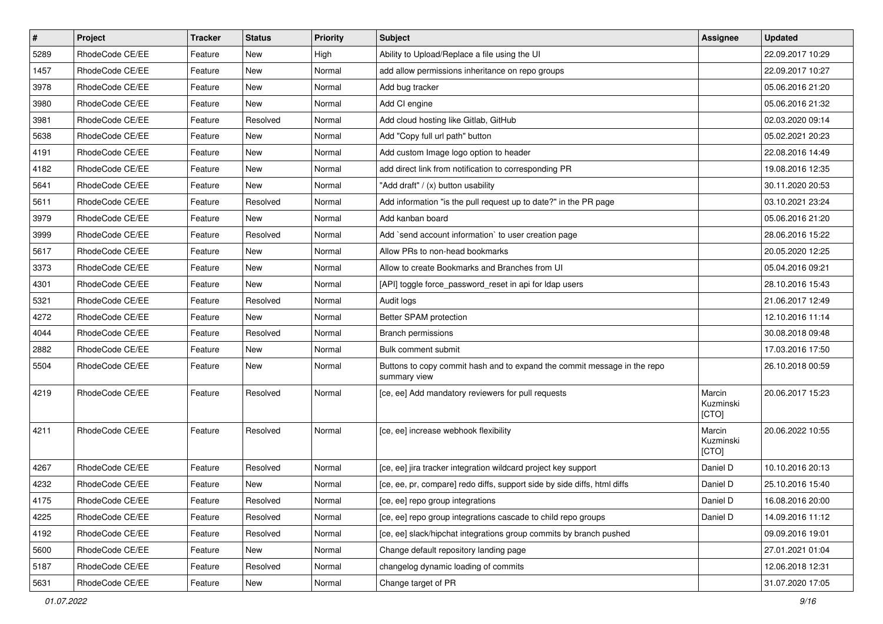| # | Project | Tracker | Status | Priority | Subject | Assignee | Updated |
|---|---|---|---|---|---|---|---|
| 5289 | RhodeCode CE/EE | Feature | New | High | Ability to Upload/Replace a file using the UI | | 22.09.2017 10:29 |
| 1457 | RhodeCode CE/EE | Feature | New | Normal | add allow permissions inheritance on repo groups | | 22.09.2017 10:27 |
| 3978 | RhodeCode CE/EE | Feature | New | Normal | Add bug tracker | | 05.06.2016 21:20 |
| 3980 | RhodeCode CE/EE | Feature | New | Normal | Add CI engine | | 05.06.2016 21:32 |
| 3981 | RhodeCode CE/EE | Feature | Resolved | Normal | Add cloud hosting like Gitlab, GitHub | | 02.03.2020 09:14 |
| 5638 | RhodeCode CE/EE | Feature | New | Normal | Add "Copy full url path" button | | 05.02.2021 20:23 |
| 4191 | RhodeCode CE/EE | Feature | New | Normal | Add custom Image logo option to header | | 22.08.2016 14:49 |
| 4182 | RhodeCode CE/EE | Feature | New | Normal | add direct link from notification to corresponding PR | | 19.08.2016 12:35 |
| 5641 | RhodeCode CE/EE | Feature | New | Normal | "Add draft" / (x) button usability | | 30.11.2020 20:53 |
| 5611 | RhodeCode CE/EE | Feature | Resolved | Normal | Add information "is the pull request up to date?" in the PR page | | 03.10.2021 23:24 |
| 3979 | RhodeCode CE/EE | Feature | New | Normal | Add kanban board | | 05.06.2016 21:20 |
| 3999 | RhodeCode CE/EE | Feature | Resolved | Normal | Add `send account information` to user creation page | | 28.06.2016 15:22 |
| 5617 | RhodeCode CE/EE | Feature | New | Normal | Allow PRs to non-head bookmarks | | 20.05.2020 12:25 |
| 3373 | RhodeCode CE/EE | Feature | New | Normal | Allow to create Bookmarks and Branches from UI | | 05.04.2016 09:21 |
| 4301 | RhodeCode CE/EE | Feature | New | Normal | [API] toggle force_password_reset in api for ldap users | | 28.10.2016 15:43 |
| 5321 | RhodeCode CE/EE | Feature | Resolved | Normal | Audit logs | | 21.06.2017 12:49 |
| 4272 | RhodeCode CE/EE | Feature | New | Normal | Better SPAM protection | | 12.10.2016 11:14 |
| 4044 | RhodeCode CE/EE | Feature | Resolved | Normal | Branch permissions | | 30.08.2018 09:48 |
| 2882 | RhodeCode CE/EE | Feature | New | Normal | Bulk comment submit | | 17.03.2016 17:50 |
| 5504 | RhodeCode CE/EE | Feature | New | Normal | Buttons to copy commit hash and to expand the commit message in the repo summary view | | 26.10.2018 00:59 |
| 4219 | RhodeCode CE/EE | Feature | Resolved | Normal | [ce, ee] Add mandatory reviewers for pull requests | Marcin Kuzminski [CTO] | 20.06.2017 15:23 |
| 4211 | RhodeCode CE/EE | Feature | Resolved | Normal | [ce, ee] increase webhook flexibility | Marcin Kuzminski [CTO] | 20.06.2022 10:55 |
| 4267 | RhodeCode CE/EE | Feature | Resolved | Normal | [ce, ee] jira tracker integration wildcard project key support | Daniel D | 10.10.2016 20:13 |
| 4232 | RhodeCode CE/EE | Feature | New | Normal | [ce, ee, pr, compare] redo diffs, support side by side diffs, html diffs | Daniel D | 25.10.2016 15:40 |
| 4175 | RhodeCode CE/EE | Feature | Resolved | Normal | [ce, ee] repo group integrations | Daniel D | 16.08.2016 20:00 |
| 4225 | RhodeCode CE/EE | Feature | Resolved | Normal | [ce, ee] repo group integrations cascade to child repo groups | Daniel D | 14.09.2016 11:12 |
| 4192 | RhodeCode CE/EE | Feature | Resolved | Normal | [ce, ee] slack/hipchat integrations group commits by branch pushed | | 09.09.2016 19:01 |
| 5600 | RhodeCode CE/EE | Feature | New | Normal | Change default repository landing page | | 27.01.2021 01:04 |
| 5187 | RhodeCode CE/EE | Feature | Resolved | Normal | changelog dynamic loading of commits | | 12.06.2018 12:31 |
| 5631 | RhodeCode CE/EE | Feature | New | Normal | Change target of PR | | 31.07.2020 17:05 |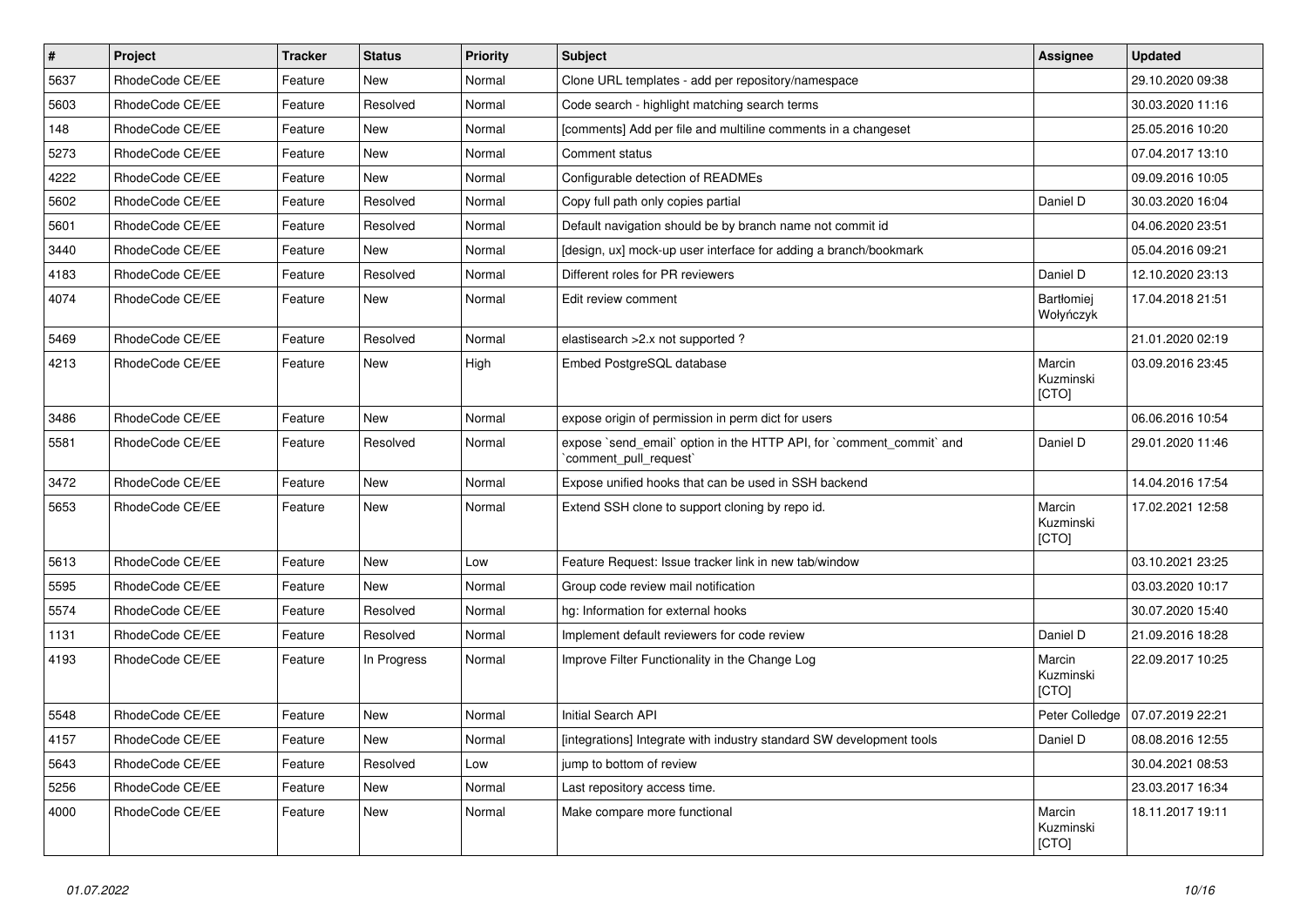| # | Project | Tracker | Status | Priority | Subject | Assignee | Updated |
|---|---|---|---|---|---|---|---|
| 5637 | RhodeCode CE/EE | Feature | New | Normal | Clone URL templates - add per repository/namespace | | 29.10.2020 09:38 |
| 5603 | RhodeCode CE/EE | Feature | Resolved | Normal | Code search - highlight matching search terms | | 30.03.2020 11:16 |
| 148 | RhodeCode CE/EE | Feature | New | Normal | [comments] Add per file and multiline comments in a changeset | | 25.05.2016 10:20 |
| 5273 | RhodeCode CE/EE | Feature | New | Normal | Comment status | | 07.04.2017 13:10 |
| 4222 | RhodeCode CE/EE | Feature | New | Normal | Configurable detection of READMEs | | 09.09.2016 10:05 |
| 5602 | RhodeCode CE/EE | Feature | Resolved | Normal | Copy full path only copies partial | Daniel D | 30.03.2020 16:04 |
| 5601 | RhodeCode CE/EE | Feature | Resolved | Normal | Default navigation should be by branch name not commit id | | 04.06.2020 23:51 |
| 3440 | RhodeCode CE/EE | Feature | New | Normal | [design, ux] mock-up user interface for adding a branch/bookmark | | 05.04.2016 09:21 |
| 4183 | RhodeCode CE/EE | Feature | Resolved | Normal | Different roles for PR reviewers | Daniel D | 12.10.2020 23:13 |
| 4074 | RhodeCode CE/EE | Feature | New | Normal | Edit review comment | Bartłomiej Wołyńczyk | 17.04.2018 21:51 |
| 5469 | RhodeCode CE/EE | Feature | Resolved | Normal | elastisearch >2.x not supported ? | | 21.01.2020 02:19 |
| 4213 | RhodeCode CE/EE | Feature | New | High | Embed PostgreSQL database | Marcin Kuzminski [CTO] | 03.09.2016 23:45 |
| 3486 | RhodeCode CE/EE | Feature | New | Normal | expose origin of permission in perm dict for users | | 06.06.2016 10:54 |
| 5581 | RhodeCode CE/EE | Feature | Resolved | Normal | expose `send_email` option in the HTTP API, for `comment_commit` and `comment_pull_request` | Daniel D | 29.01.2020 11:46 |
| 3472 | RhodeCode CE/EE | Feature | New | Normal | Expose unified hooks that can be used in SSH backend | | 14.04.2016 17:54 |
| 5653 | RhodeCode CE/EE | Feature | New | Normal | Extend SSH clone to support cloning by repo id. | Marcin Kuzminski [CTO] | 17.02.2021 12:58 |
| 5613 | RhodeCode CE/EE | Feature | New | Low | Feature Request: Issue tracker link in new tab/window | | 03.10.2021 23:25 |
| 5595 | RhodeCode CE/EE | Feature | New | Normal | Group code review mail notification | | 03.03.2020 10:17 |
| 5574 | RhodeCode CE/EE | Feature | Resolved | Normal | hg: Information for external hooks | | 30.07.2020 15:40 |
| 1131 | RhodeCode CE/EE | Feature | Resolved | Normal | Implement default reviewers for code review | Daniel D | 21.09.2016 18:28 |
| 4193 | RhodeCode CE/EE | Feature | In Progress | Normal | Improve Filter Functionality in the Change Log | Marcin Kuzminski [CTO] | 22.09.2017 10:25 |
| 5548 | RhodeCode CE/EE | Feature | New | Normal | Initial Search API | Peter Colledge | 07.07.2019 22:21 |
| 4157 | RhodeCode CE/EE | Feature | New | Normal | [integrations] Integrate with industry standard SW development tools | Daniel D | 08.08.2016 12:55 |
| 5643 | RhodeCode CE/EE | Feature | Resolved | Low | jump to bottom of review | | 30.04.2021 08:53 |
| 5256 | RhodeCode CE/EE | Feature | New | Normal | Last repository access time. | | 23.03.2017 16:34 |
| 4000 | RhodeCode CE/EE | Feature | New | Normal | Make compare more functional | Marcin Kuzminski [CTO] | 18.11.2017 19:11 |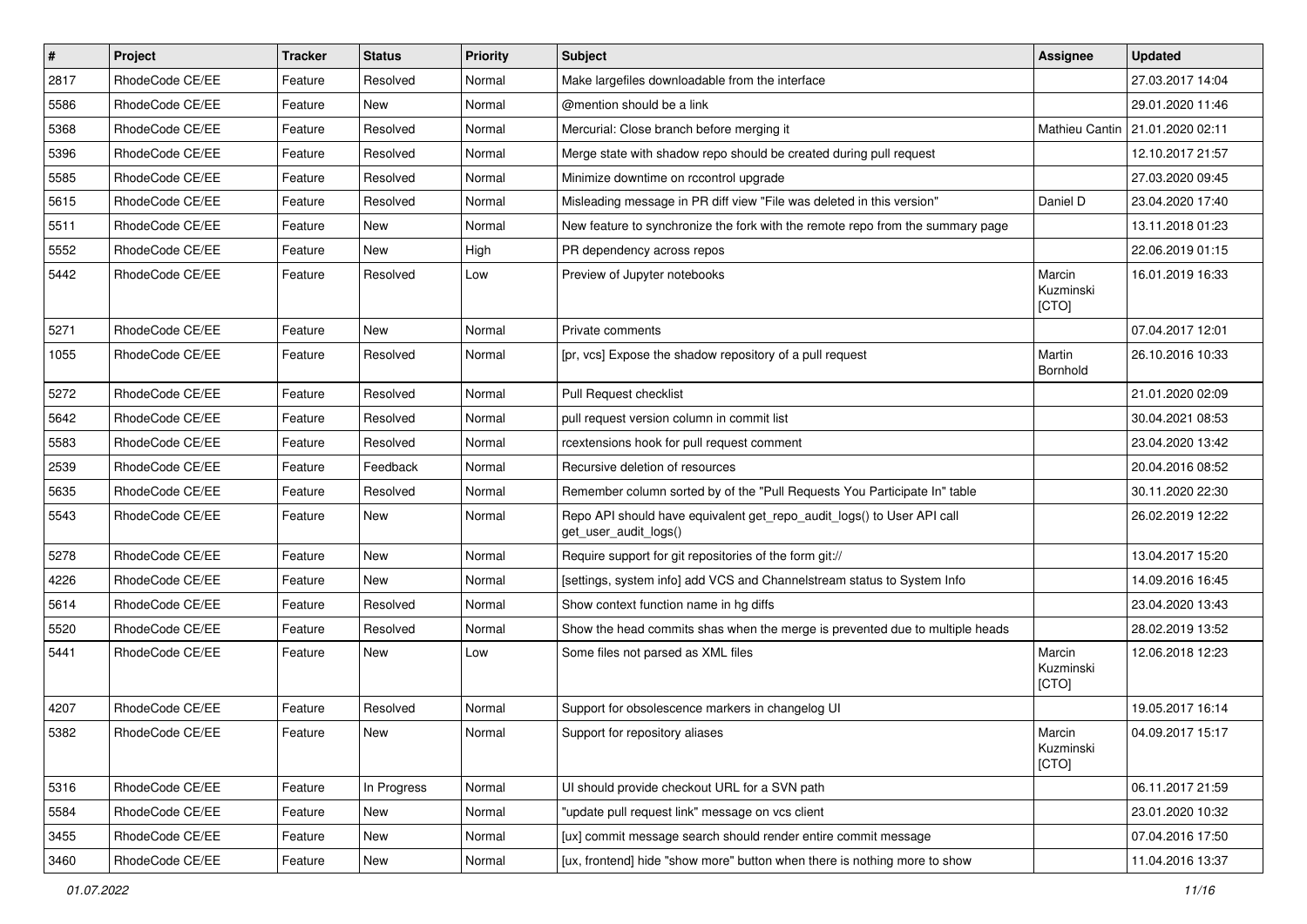| # | Project | Tracker | Status | Priority | Subject | Assignee | Updated |
|---|---|---|---|---|---|---|---|
| 2817 | RhodeCode CE/EE | Feature | Resolved | Normal | Make largefiles downloadable from the interface | | 27.03.2017 14:04 |
| 5586 | RhodeCode CE/EE | Feature | New | Normal | @mention should be a link | | 29.01.2020 11:46 |
| 5368 | RhodeCode CE/EE | Feature | Resolved | Normal | Mercurial: Close branch before merging it | Mathieu Cantin | 21.01.2020 02:11 |
| 5396 | RhodeCode CE/EE | Feature | Resolved | Normal | Merge state with shadow repo should be created during pull request | | 12.10.2017 21:57 |
| 5585 | RhodeCode CE/EE | Feature | Resolved | Normal | Minimize downtime on rccontrol upgrade | | 27.03.2020 09:45 |
| 5615 | RhodeCode CE/EE | Feature | Resolved | Normal | Misleading message in PR diff view "File was deleted in this version" | Daniel D | 23.04.2020 17:40 |
| 5511 | RhodeCode CE/EE | Feature | New | Normal | New feature to synchronize the fork with the remote repo from the summary page | | 13.11.2018 01:23 |
| 5552 | RhodeCode CE/EE | Feature | New | High | PR dependency across repos | | 22.06.2019 01:15 |
| 5442 | RhodeCode CE/EE | Feature | Resolved | Low | Preview of Jupyter notebooks | Marcin Kuzminski [CTO] | 16.01.2019 16:33 |
| 5271 | RhodeCode CE/EE | Feature | New | Normal | Private comments | | 07.04.2017 12:01 |
| 1055 | RhodeCode CE/EE | Feature | Resolved | Normal | [pr, vcs] Expose the shadow repository of a pull request | Martin Bornhold | 26.10.2016 10:33 |
| 5272 | RhodeCode CE/EE | Feature | Resolved | Normal | Pull Request checklist | | 21.01.2020 02:09 |
| 5642 | RhodeCode CE/EE | Feature | Resolved | Normal | pull request version column in commit list | | 30.04.2021 08:53 |
| 5583 | RhodeCode CE/EE | Feature | Resolved | Normal | rcextensions hook for pull request comment | | 23.04.2020 13:42 |
| 2539 | RhodeCode CE/EE | Feature | Feedback | Normal | Recursive deletion of resources | | 20.04.2016 08:52 |
| 5635 | RhodeCode CE/EE | Feature | Resolved | Normal | Remember column sorted by of the "Pull Requests You Participate In" table | | 30.11.2020 22:30 |
| 5543 | RhodeCode CE/EE | Feature | New | Normal | Repo API should have equivalent get_repo_audit_logs() to User API call get_user_audit_logs() | | 26.02.2019 12:22 |
| 5278 | RhodeCode CE/EE | Feature | New | Normal | Require support for git repositories of the form git:// | | 13.04.2017 15:20 |
| 4226 | RhodeCode CE/EE | Feature | New | Normal | [settings, system info] add VCS and Channelstream status to System Info | | 14.09.2016 16:45 |
| 5614 | RhodeCode CE/EE | Feature | Resolved | Normal | Show context function name in hg diffs | | 23.04.2020 13:43 |
| 5520 | RhodeCode CE/EE | Feature | Resolved | Normal | Show the head commits shas when the merge is prevented due to multiple heads | | 28.02.2019 13:52 |
| 5441 | RhodeCode CE/EE | Feature | New | Low | Some files not parsed as XML files | Marcin Kuzminski [CTO] | 12.06.2018 12:23 |
| 4207 | RhodeCode CE/EE | Feature | Resolved | Normal | Support for obsolescence markers in changelog UI | | 19.05.2017 16:14 |
| 5382 | RhodeCode CE/EE | Feature | New | Normal | Support for repository aliases | Marcin Kuzminski [CTO] | 04.09.2017 15:17 |
| 5316 | RhodeCode CE/EE | Feature | In Progress | Normal | UI should provide checkout URL for a SVN path | | 06.11.2017 21:59 |
| 5584 | RhodeCode CE/EE | Feature | New | Normal | "update pull request link" message on vcs client | | 23.01.2020 10:32 |
| 3455 | RhodeCode CE/EE | Feature | New | Normal | [ux] commit message search should render entire commit message | | 07.04.2016 17:50 |
| 3460 | RhodeCode CE/EE | Feature | New | Normal | [ux, frontend] hide "show more" button when there is nothing more to show | | 11.04.2016 13:37 |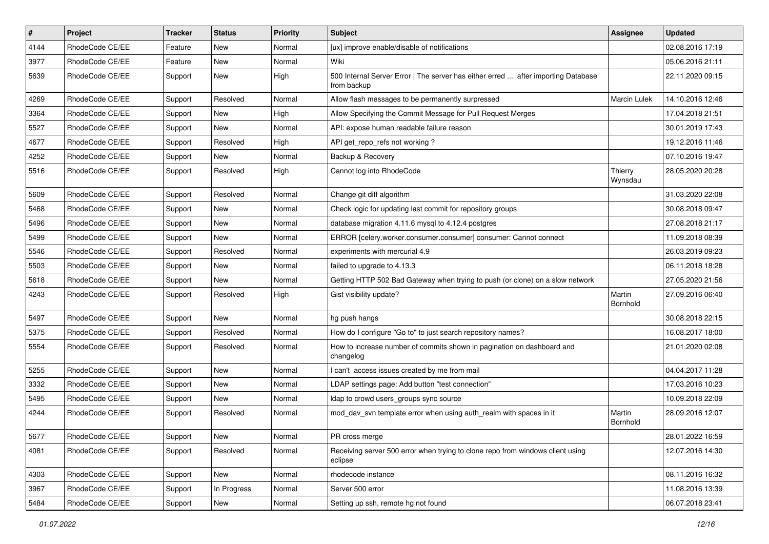| # | Project | Tracker | Status | Priority | Subject | Assignee | Updated |
|---|---|---|---|---|---|---|---|
| 4144 | RhodeCode CE/EE | Feature | New | Normal | [ux] improve enable/disable of notifications | | 02.08.2016 17:19 |
| 3977 | RhodeCode CE/EE | Feature | New | Normal | Wiki | | 05.06.2016 21:11 |
| 5639 | RhodeCode CE/EE | Support | New | High | 500 Internal Server Error \| The server has either erred ... after importing Database from backup | | 22.11.2020 09:15 |
| 4269 | RhodeCode CE/EE | Support | Resolved | Normal | Allow flash messages to be permanently surpressed | Marcin Lulek | 14.10.2016 12:46 |
| 3364 | RhodeCode CE/EE | Support | New | High | Allow Specifying the Commit Message for Pull Request Merges | | 17.04.2018 21:51 |
| 5527 | RhodeCode CE/EE | Support | New | Normal | API: expose human readable failure reason | | 30.01.2019 17:43 |
| 4677 | RhodeCode CE/EE | Support | Resolved | High | API get_repo_refs not working ? | | 19.12.2016 11:46 |
| 4252 | RhodeCode CE/EE | Support | New | Normal | Backup & Recovery | | 07.10.2016 19:47 |
| 5516 | RhodeCode CE/EE | Support | Resolved | High | Cannot log into RhodeCode | Thierry Wynsdau | 28.05.2020 20:28 |
| 5609 | RhodeCode CE/EE | Support | Resolved | Normal | Change git diff algorithm | | 31.03.2020 22:08 |
| 5468 | RhodeCode CE/EE | Support | New | Normal | Check logic for updating last commit for repository groups | | 30.08.2018 09:47 |
| 5496 | RhodeCode CE/EE | Support | New | Normal | database migration 4.11.6 mysql to 4.12.4 postgres | | 27.08.2018 21:17 |
| 5499 | RhodeCode CE/EE | Support | New | Normal | ERROR [celery.worker.consumer.consumer] consumer: Cannot connect | | 11.09.2018 08:39 |
| 5546 | RhodeCode CE/EE | Support | Resolved | Normal | experiments with mercurial 4.9 | | 26.03.2019 09:23 |
| 5503 | RhodeCode CE/EE | Support | New | Normal | failed to upgrade to 4.13.3 | | 06.11.2018 18:28 |
| 5618 | RhodeCode CE/EE | Support | New | Normal | Getting HTTP 502 Bad Gateway when trying to push (or clone) on a slow network | | 27.05.2020 21:56 |
| 4243 | RhodeCode CE/EE | Support | Resolved | High | Gist visibility update? | Martin Bornhold | 27.09.2016 06:40 |
| 5497 | RhodeCode CE/EE | Support | New | Normal | hg push hangs | | 30.08.2018 22:15 |
| 5375 | RhodeCode CE/EE | Support | Resolved | Normal | How do I configure "Go to" to just search repository names? | | 16.08.2017 18:00 |
| 5554 | RhodeCode CE/EE | Support | Resolved | Normal | How to increase number of commits shown in pagination on dashboard and changelog | | 21.01.2020 02:08 |
| 5255 | RhodeCode CE/EE | Support | New | Normal | I can't access issues created by me from mail | | 04.04.2017 11:28 |
| 3332 | RhodeCode CE/EE | Support | New | Normal | LDAP settings page: Add button "test connection" | | 17.03.2016 10:23 |
| 5495 | RhodeCode CE/EE | Support | New | Normal | ldap to crowd users_groups sync source | | 10.09.2018 22:09 |
| 4244 | RhodeCode CE/EE | Support | Resolved | Normal | mod_dav_svn template error when using auth_realm with spaces in it | Martin Bornhold | 28.09.2016 12:07 |
| 5677 | RhodeCode CE/EE | Support | New | Normal | PR cross merge | | 28.01.2022 16:59 |
| 4081 | RhodeCode CE/EE | Support | Resolved | Normal | Receiving server 500 error when trying to clone repo from windows client using eclipse | | 12.07.2016 14:30 |
| 4303 | RhodeCode CE/EE | Support | New | Normal | rhodecode instance | | 08.11.2016 16:32 |
| 3967 | RhodeCode CE/EE | Support | In Progress | Normal | Server 500 error | | 11.08.2016 13:39 |
| 5484 | RhodeCode CE/EE | Support | New | Normal | Setting up ssh, remote hg not found | | 06.07.2018 23:41 |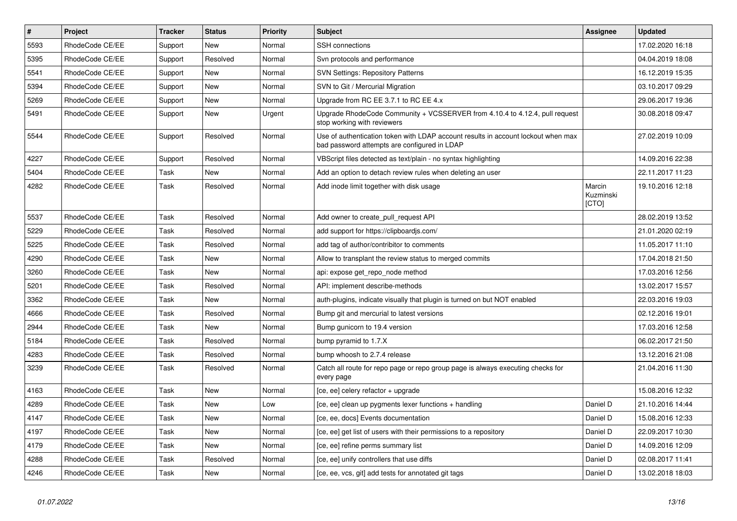| # | Project | Tracker | Status | Priority | Subject | Assignee | Updated |
|---|---|---|---|---|---|---|---|
| 5593 | RhodeCode CE/EE | Support | New | Normal | SSH connections | | 17.02.2020 16:18 |
| 5395 | RhodeCode CE/EE | Support | Resolved | Normal | Svn protocols and performance | | 04.04.2019 18:08 |
| 5541 | RhodeCode CE/EE | Support | New | Normal | SVN Settings: Repository Patterns | | 16.12.2019 15:35 |
| 5394 | RhodeCode CE/EE | Support | New | Normal | SVN to Git / Mercurial Migration | | 03.10.2017 09:29 |
| 5269 | RhodeCode CE/EE | Support | New | Normal | Upgrade from RC EE 3.7.1 to RC EE 4.x | | 29.06.2017 19:36 |
| 5491 | RhodeCode CE/EE | Support | New | Urgent | Upgrade RhodeCode Community + VCSSERVER from 4.10.4 to 4.12.4, pull request stop working with reviewers | | 30.08.2018 09:47 |
| 5544 | RhodeCode CE/EE | Support | Resolved | Normal | Use of authentication token with LDAP account results in account lockout when max bad password attempts are configured in LDAP | | 27.02.2019 10:09 |
| 4227 | RhodeCode CE/EE | Support | Resolved | Normal | VBScript files detected as text/plain - no syntax highlighting | | 14.09.2016 22:38 |
| 5404 | RhodeCode CE/EE | Task | New | Normal | Add an option to detach review rules when deleting an user | | 22.11.2017 11:23 |
| 4282 | RhodeCode CE/EE | Task | Resolved | Normal | Add inode limit together with disk usage | Marcin Kuzminski [CTO] | 19.10.2016 12:18 |
| 5537 | RhodeCode CE/EE | Task | Resolved | Normal | Add owner to create_pull_request API | | 28.02.2019 13:52 |
| 5229 | RhodeCode CE/EE | Task | Resolved | Normal | add support for https://clipboardjs.com/ | | 21.01.2020 02:19 |
| 5225 | RhodeCode CE/EE | Task | Resolved | Normal | add tag of author/contribitor to comments | | 11.05.2017 11:10 |
| 4290 | RhodeCode CE/EE | Task | New | Normal | Allow to transplant the review status to merged commits | | 17.04.2018 21:50 |
| 3260 | RhodeCode CE/EE | Task | New | Normal | api: expose get_repo_node method | | 17.03.2016 12:56 |
| 5201 | RhodeCode CE/EE | Task | Resolved | Normal | API: implement describe-methods | | 13.02.2017 15:57 |
| 3362 | RhodeCode CE/EE | Task | New | Normal | auth-plugins, indicate visually that plugin is turned on but NOT enabled | | 22.03.2016 19:03 |
| 4666 | RhodeCode CE/EE | Task | Resolved | Normal | Bump git and mercurial to latest versions | | 02.12.2016 19:01 |
| 2944 | RhodeCode CE/EE | Task | New | Normal | Bump gunicorn to 19.4 version | | 17.03.2016 12:58 |
| 5184 | RhodeCode CE/EE | Task | Resolved | Normal | bump pyramid to 1.7.X | | 06.02.2017 21:50 |
| 4283 | RhodeCode CE/EE | Task | Resolved | Normal | bump whoosh to 2.7.4 release | | 13.12.2016 21:08 |
| 3239 | RhodeCode CE/EE | Task | Resolved | Normal | Catch all route for repo page or repo group page is always executing checks for every page | | 21.04.2016 11:30 |
| 4163 | RhodeCode CE/EE | Task | New | Normal | [ce, ee] celery refactor + upgrade | | 15.08.2016 12:32 |
| 4289 | RhodeCode CE/EE | Task | New | Low | [ce, ee] clean up pygments lexer functions + handling | Daniel D | 21.10.2016 14:44 |
| 4147 | RhodeCode CE/EE | Task | New | Normal | [ce, ee, docs] Events documentation | Daniel D | 15.08.2016 12:33 |
| 4197 | RhodeCode CE/EE | Task | New | Normal | [ce, ee] get list of users with their permissions to a repository | Daniel D | 22.09.2017 10:30 |
| 4179 | RhodeCode CE/EE | Task | New | Normal | [ce, ee] refine perms summary list | Daniel D | 14.09.2016 12:09 |
| 4288 | RhodeCode CE/EE | Task | Resolved | Normal | [ce, ee] unify controllers that use diffs | Daniel D | 02.08.2017 11:41 |
| 4246 | RhodeCode CE/EE | Task | New | Normal | [ce, ee, vcs, git] add tests for annotated git tags | Daniel D | 13.02.2018 18:03 |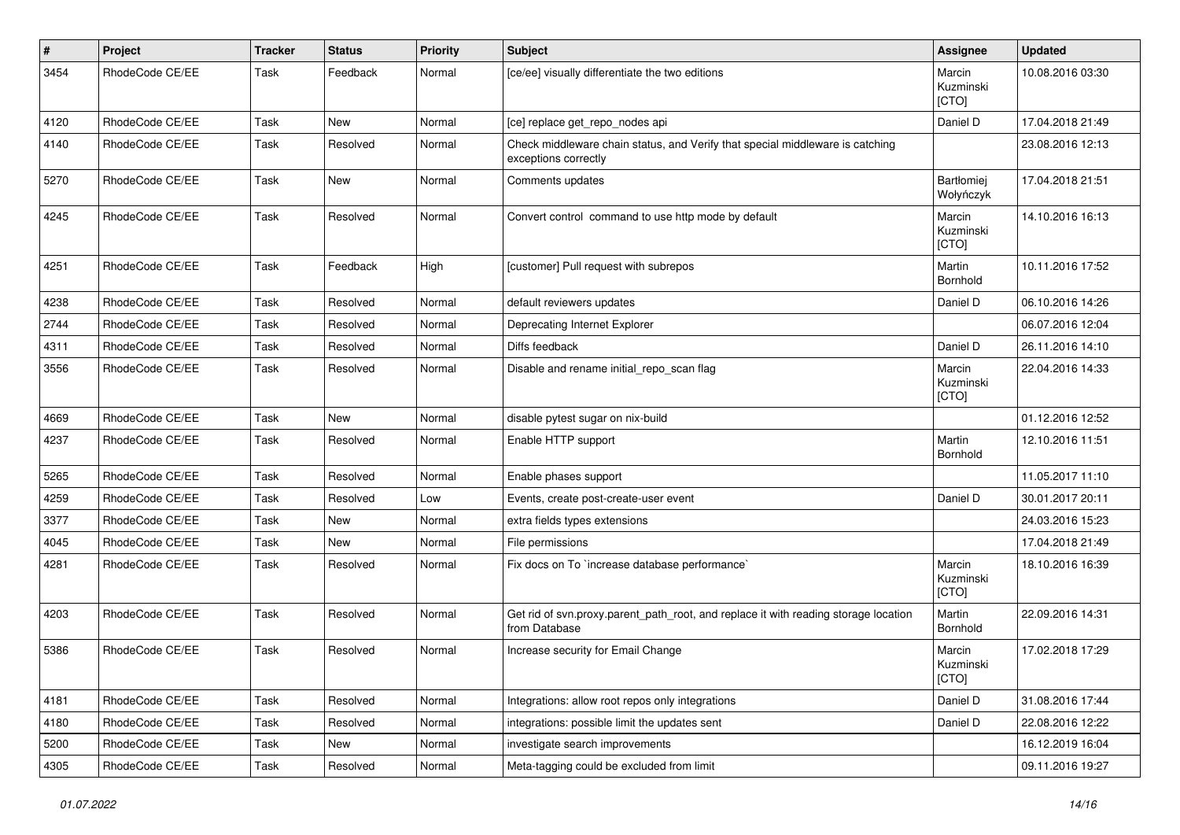| # | Project | Tracker | Status | Priority | Subject | Assignee | Updated |
|---|---|---|---|---|---|---|---|
| 3454 | RhodeCode CE/EE | Task | Feedback | Normal | [ce/ee] visually differentiate the two editions | Marcin Kuzminski [CTO] | 10.08.2016 03:30 |
| 4120 | RhodeCode CE/EE | Task | New | Normal | [ce] replace get_repo_nodes api | Daniel D | 17.04.2018 21:49 |
| 4140 | RhodeCode CE/EE | Task | Resolved | Normal | Check middleware chain status, and Verify that special middleware is catching exceptions correctly | | 23.08.2016 12:13 |
| 5270 | RhodeCode CE/EE | Task | New | Normal | Comments updates | Bartłomiej Wołyńczyk | 17.04.2018 21:51 |
| 4245 | RhodeCode CE/EE | Task | Resolved | Normal | Convert control command to use http mode by default | Marcin Kuzminski [CTO] | 14.10.2016 16:13 |
| 4251 | RhodeCode CE/EE | Task | Feedback | High | [customer] Pull request with subrepos | Martin Bornhold | 10.11.2016 17:52 |
| 4238 | RhodeCode CE/EE | Task | Resolved | Normal | default reviewers updates | Daniel D | 06.10.2016 14:26 |
| 2744 | RhodeCode CE/EE | Task | Resolved | Normal | Deprecating Internet Explorer | | 06.07.2016 12:04 |
| 4311 | RhodeCode CE/EE | Task | Resolved | Normal | Diffs feedback | Daniel D | 26.11.2016 14:10 |
| 3556 | RhodeCode CE/EE | Task | Resolved | Normal | Disable and rename initial_repo_scan flag | Marcin Kuzminski [CTO] | 22.04.2016 14:33 |
| 4669 | RhodeCode CE/EE | Task | New | Normal | disable pytest sugar on nix-build | | 01.12.2016 12:52 |
| 4237 | RhodeCode CE/EE | Task | Resolved | Normal | Enable HTTP support | Martin Bornhold | 12.10.2016 11:51 |
| 5265 | RhodeCode CE/EE | Task | Resolved | Normal | Enable phases support | | 11.05.2017 11:10 |
| 4259 | RhodeCode CE/EE | Task | Resolved | Low | Events, create post-create-user event | Daniel D | 30.01.2017 20:11 |
| 3377 | RhodeCode CE/EE | Task | New | Normal | extra fields types extensions | | 24.03.2016 15:23 |
| 4045 | RhodeCode CE/EE | Task | New | Normal | File permissions | | 17.04.2018 21:49 |
| 4281 | RhodeCode CE/EE | Task | Resolved | Normal | Fix docs on To `increase database performance` | Marcin Kuzminski [CTO] | 18.10.2016 16:39 |
| 4203 | RhodeCode CE/EE | Task | Resolved | Normal | Get rid of svn.proxy.parent_path_root, and replace it with reading storage location from Database | Martin Bornhold | 22.09.2016 14:31 |
| 5386 | RhodeCode CE/EE | Task | Resolved | Normal | Increase security for Email Change | Marcin Kuzminski [CTO] | 17.02.2018 17:29 |
| 4181 | RhodeCode CE/EE | Task | Resolved | Normal | Integrations: allow root repos only integrations | Daniel D | 31.08.2016 17:44 |
| 4180 | RhodeCode CE/EE | Task | Resolved | Normal | integrations: possible limit the updates sent | Daniel D | 22.08.2016 12:22 |
| 5200 | RhodeCode CE/EE | Task | New | Normal | investigate search improvements | | 16.12.2019 16:04 |
| 4305 | RhodeCode CE/EE | Task | Resolved | Normal | Meta-tagging could be excluded from limit | | 09.11.2016 19:27 |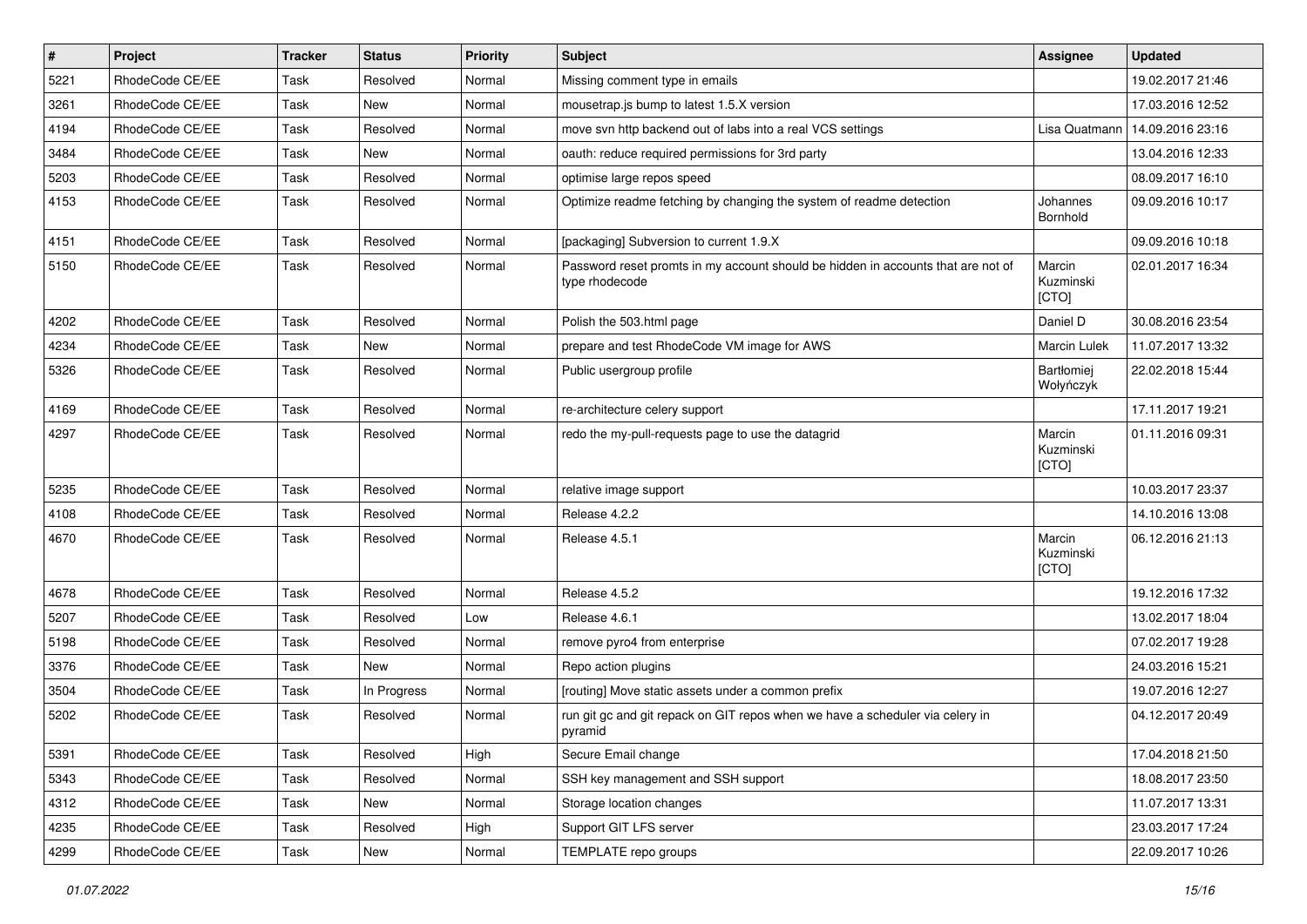| # | Project | Tracker | Status | Priority | Subject | Assignee | Updated |
|---|---|---|---|---|---|---|---|
| 5221 | RhodeCode CE/EE | Task | Resolved | Normal | Missing comment type in emails | | 19.02.2017 21:46 |
| 3261 | RhodeCode CE/EE | Task | New | Normal | mousetrap.js bump to latest 1.5.X version | | 17.03.2016 12:52 |
| 4194 | RhodeCode CE/EE | Task | Resolved | Normal | move svn http backend out of labs into a real VCS settings | Lisa Quatmann | 14.09.2016 23:16 |
| 3484 | RhodeCode CE/EE | Task | New | Normal | oauth: reduce required permissions for 3rd party | | 13.04.2016 12:33 |
| 5203 | RhodeCode CE/EE | Task | Resolved | Normal | optimise large repos speed | | 08.09.2017 16:10 |
| 4153 | RhodeCode CE/EE | Task | Resolved | Normal | Optimize readme fetching by changing the system of readme detection | Johannes Bornhold | 09.09.2016 10:17 |
| 4151 | RhodeCode CE/EE | Task | Resolved | Normal | [packaging] Subversion to current 1.9.X | | 09.09.2016 10:18 |
| 5150 | RhodeCode CE/EE | Task | Resolved | Normal | Password reset promts in my account should be hidden in accounts that are not of type rhodecode | Marcin Kuzminski [CTO] | 02.01.2017 16:34 |
| 4202 | RhodeCode CE/EE | Task | Resolved | Normal | Polish the 503.html page | Daniel D | 30.08.2016 23:54 |
| 4234 | RhodeCode CE/EE | Task | New | Normal | prepare and test RhodeCode VM image for AWS | Marcin Lulek | 11.07.2017 13:32 |
| 5326 | RhodeCode CE/EE | Task | Resolved | Normal | Public usergroup profile | Bartłomiej Wołyńczyk | 22.02.2018 15:44 |
| 4169 | RhodeCode CE/EE | Task | Resolved | Normal | re-architecture celery support | | 17.11.2017 19:21 |
| 4297 | RhodeCode CE/EE | Task | Resolved | Normal | redo the my-pull-requests page to use the datagrid | Marcin Kuzminski [CTO] | 01.11.2016 09:31 |
| 5235 | RhodeCode CE/EE | Task | Resolved | Normal | relative image support | | 10.03.2017 23:37 |
| 4108 | RhodeCode CE/EE | Task | Resolved | Normal | Release 4.2.2 | | 14.10.2016 13:08 |
| 4670 | RhodeCode CE/EE | Task | Resolved | Normal | Release 4.5.1 | Marcin Kuzminski [CTO] | 06.12.2016 21:13 |
| 4678 | RhodeCode CE/EE | Task | Resolved | Normal | Release 4.5.2 | | 19.12.2016 17:32 |
| 5207 | RhodeCode CE/EE | Task | Resolved | Low | Release 4.6.1 | | 13.02.2017 18:04 |
| 5198 | RhodeCode CE/EE | Task | Resolved | Normal | remove pyro4 from enterprise | | 07.02.2017 19:28 |
| 3376 | RhodeCode CE/EE | Task | New | Normal | Repo action plugins | | 24.03.2016 15:21 |
| 3504 | RhodeCode CE/EE | Task | In Progress | Normal | [routing] Move static assets under a common prefix | | 19.07.2016 12:27 |
| 5202 | RhodeCode CE/EE | Task | Resolved | Normal | run git gc and git repack on GIT repos when we have a scheduler via celery in pyramid | | 04.12.2017 20:49 |
| 5391 | RhodeCode CE/EE | Task | Resolved | High | Secure Email change | | 17.04.2018 21:50 |
| 5343 | RhodeCode CE/EE | Task | Resolved | Normal | SSH key management and SSH support | | 18.08.2017 23:50 |
| 4312 | RhodeCode CE/EE | Task | New | Normal | Storage location changes | | 11.07.2017 13:31 |
| 4235 | RhodeCode CE/EE | Task | Resolved | High | Support GIT LFS server | | 23.03.2017 17:24 |
| 4299 | RhodeCode CE/EE | Task | New | Normal | TEMPLATE repo groups | | 22.09.2017 10:26 |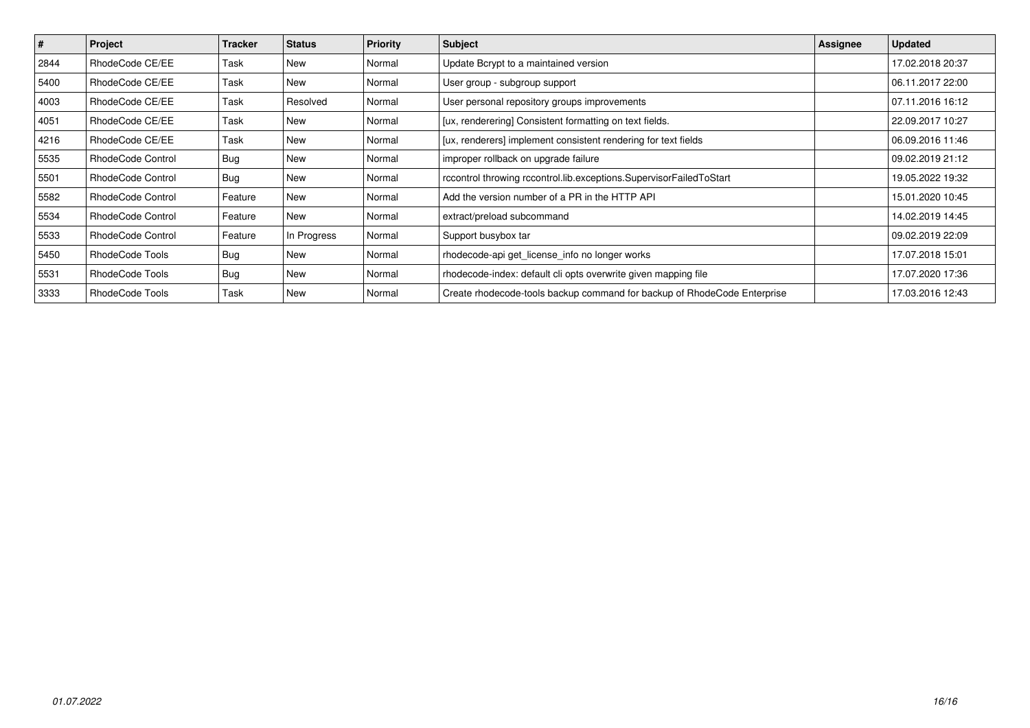| # | Project | Tracker | Status | Priority | Subject | Assignee | Updated |
|---|---|---|---|---|---|---|---|
| 2844 | RhodeCode CE/EE | Task | New | Normal | Update Bcrypt to a maintained version | | 17.02.2018 20:37 |
| 5400 | RhodeCode CE/EE | Task | New | Normal | User group - subgroup support | | 06.11.2017 22:00 |
| 4003 | RhodeCode CE/EE | Task | Resolved | Normal | User personal repository groups improvements | | 07.11.2016 16:12 |
| 4051 | RhodeCode CE/EE | Task | New | Normal | [ux, renderering] Consistent formatting on text fields. | | 22.09.2017 10:27 |
| 4216 | RhodeCode CE/EE | Task | New | Normal | [ux, renderers] implement consistent rendering for text fields | | 06.09.2016 11:46 |
| 5535 | RhodeCode Control | Bug | New | Normal | improper rollback on upgrade failure | | 09.02.2019 21:12 |
| 5501 | RhodeCode Control | Bug | New | Normal | rccontrol throwing rccontrol.lib.exceptions.SupervisorFailedToStart | | 19.05.2022 19:32 |
| 5582 | RhodeCode Control | Feature | New | Normal | Add the version number of a PR in the HTTP API | | 15.01.2020 10:45 |
| 5534 | RhodeCode Control | Feature | New | Normal | extract/preload subcommand | | 14.02.2019 14:45 |
| 5533 | RhodeCode Control | Feature | In Progress | Normal | Support busybox tar | | 09.02.2019 22:09 |
| 5450 | RhodeCode Tools | Bug | New | Normal | rhodecode-api get_license_info no longer works | | 17.07.2018 15:01 |
| 5531 | RhodeCode Tools | Bug | New | Normal | rhodecode-index: default cli opts overwrite given mapping file | | 17.07.2020 17:36 |
| 3333 | RhodeCode Tools | Task | New | Normal | Create rhodecode-tools backup command for backup of RhodeCode Enterprise | | 17.03.2016 12:43 |